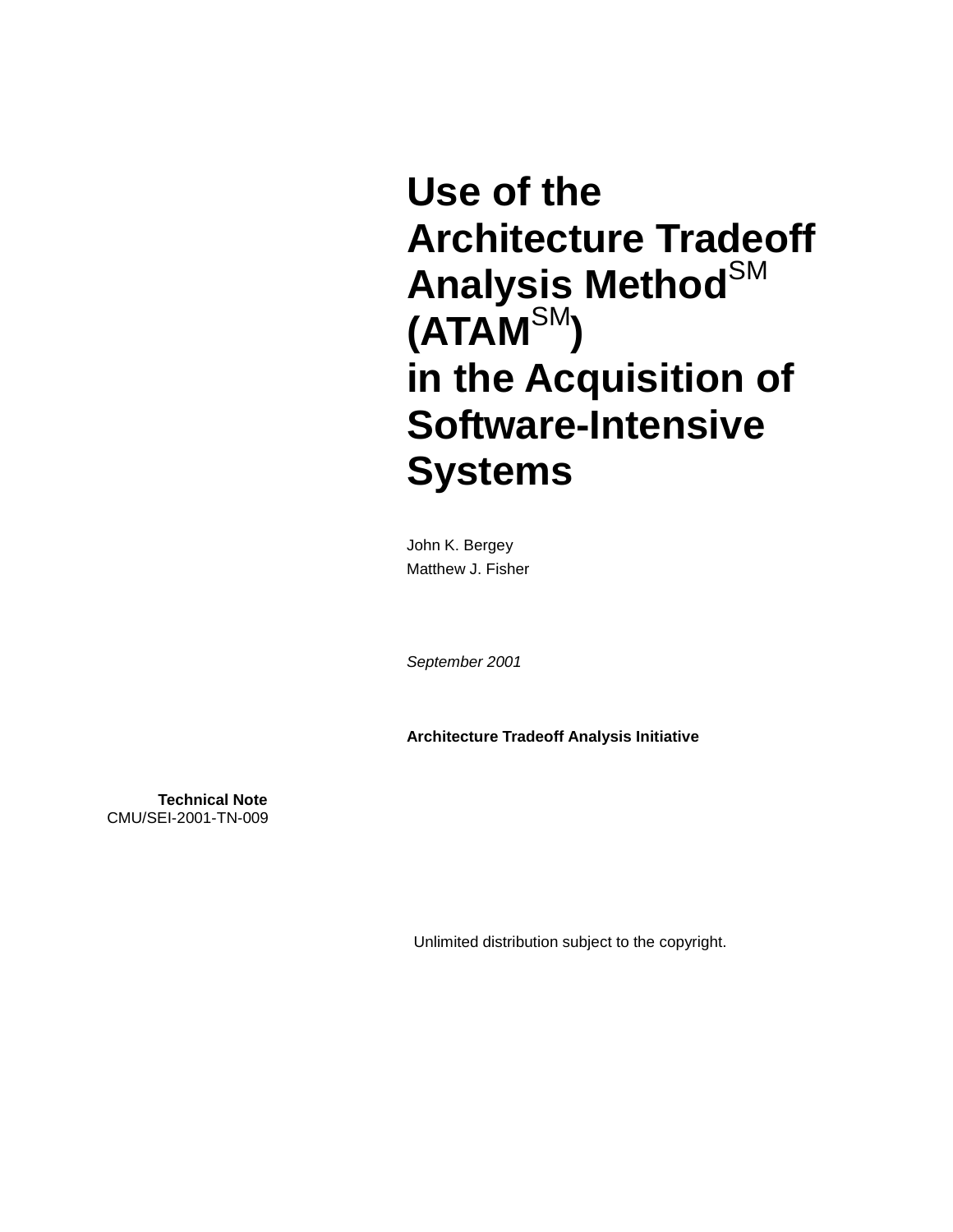# Use of the Architecture Tradeoff Analysis Method^SM (ATAM^SM) in the Acquisition of Software-Intensive Systems

John K. Bergey
Matthew J. Fisher

*September 2001*

**Architecture Tradeoff Analysis Initiative**

**Technical Note**
CMU/SEI-2001-TN-009

Unlimited distribution subject to the copyright.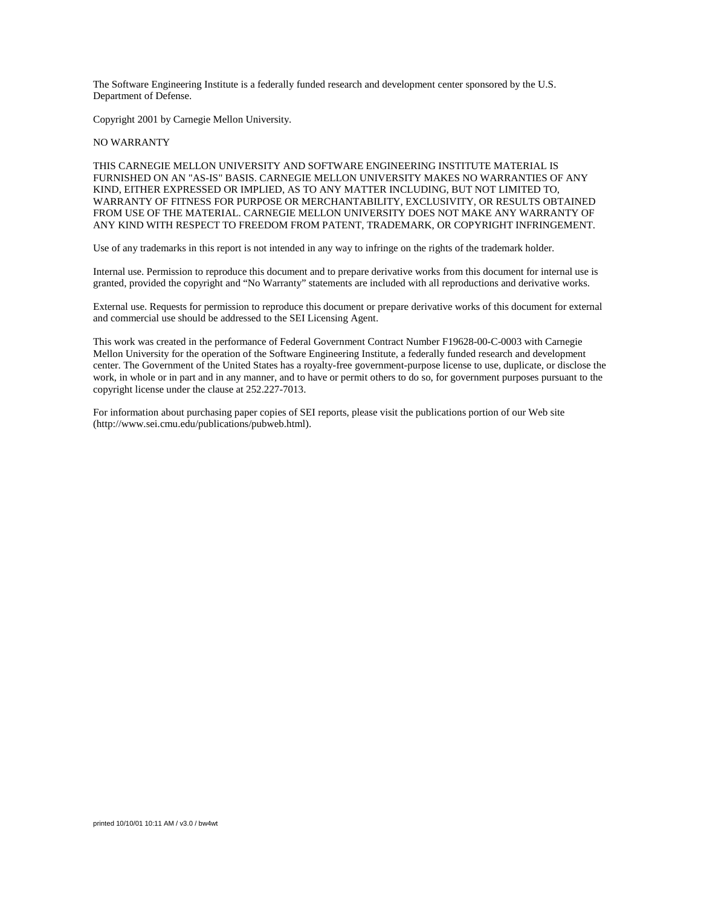The Software Engineering Institute is a federally funded research and development center sponsored by the U.S. Department of Defense.

Copyright 2001 by Carnegie Mellon University.

NO WARRANTY

THIS CARNEGIE MELLON UNIVERSITY AND SOFTWARE ENGINEERING INSTITUTE MATERIAL IS FURNISHED ON AN "AS-IS" BASIS. CARNEGIE MELLON UNIVERSITY MAKES NO WARRANTIES OF ANY KIND, EITHER EXPRESSED OR IMPLIED, AS TO ANY MATTER INCLUDING, BUT NOT LIMITED TO, WARRANTY OF FITNESS FOR PURPOSE OR MERCHANTABILITY, EXCLUSIVITY, OR RESULTS OBTAINED FROM USE OF THE MATERIAL. CARNEGIE MELLON UNIVERSITY DOES NOT MAKE ANY WARRANTY OF ANY KIND WITH RESPECT TO FREEDOM FROM PATENT, TRADEMARK, OR COPYRIGHT INFRINGEMENT.

Use of any trademarks in this report is not intended in any way to infringe on the rights of the trademark holder.

Internal use. Permission to reproduce this document and to prepare derivative works from this document for internal use is granted, provided the copyright and “No Warranty” statements are included with all reproductions and derivative works.

External use. Requests for permission to reproduce this document or prepare derivative works of this document for external and commercial use should be addressed to the SEI Licensing Agent.

This work was created in the performance of Federal Government Contract Number F19628-00-C-0003 with Carnegie Mellon University for the operation of the Software Engineering Institute, a federally funded research and development center. The Government of the United States has a royalty-free government-purpose license to use, duplicate, or disclose the work, in whole or in part and in any manner, and to have or permit others to do so, for government purposes pursuant to the copyright license under the clause at 252.227-7013.

For information about purchasing paper copies of SEI reports, please visit the publications portion of our Web site (http://www.sei.cmu.edu/publications/pubweb.html).

printed 10/10/01 10:11 AM / v3.0 / bw4wt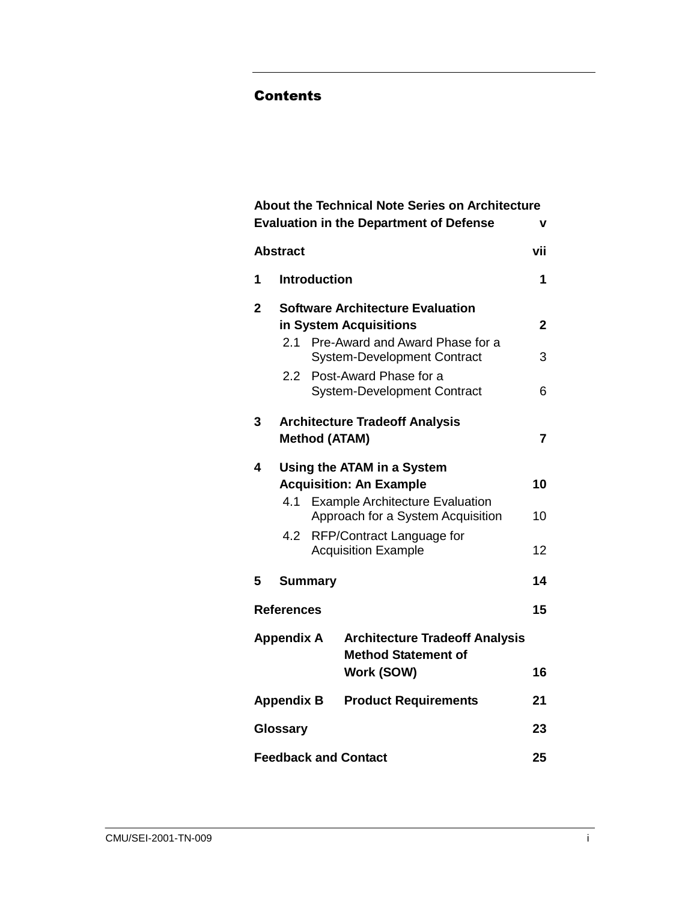# Contents

| | |
|---|---|
| **About the Technical Note Series on Architecture Evaluation in the Department of Defense** | **v** |
| **Abstract** | **vii** |
| **1 Introduction** | **1** |
| **2 Software Architecture Evaluation in System Acquisitions** | **2** |
| 2.1 Pre-Award and Award Phase for a System-Development Contract | 3 |
| 2.2 Post-Award Phase for a System-Development Contract | 6 |
| **3 Architecture Tradeoff Analysis Method (ATAM)** | **7** |
| **4 Using the ATAM in a System Acquisition: An Example** | **10** |
| 4.1 Example Architecture Evaluation Approach for a System Acquisition | 10 |
| 4.2 RFP/Contract Language for Acquisition Example | 12 |
| **5 Summary** | **14** |
| **References** | **15** |
| **Appendix A Architecture Tradeoff Analysis Method Statement of Work (SOW)** | **16** |
| **Appendix B Product Requirements** | **21** |
| **Glossary** | **23** |
| **Feedback and Contact** | **25** |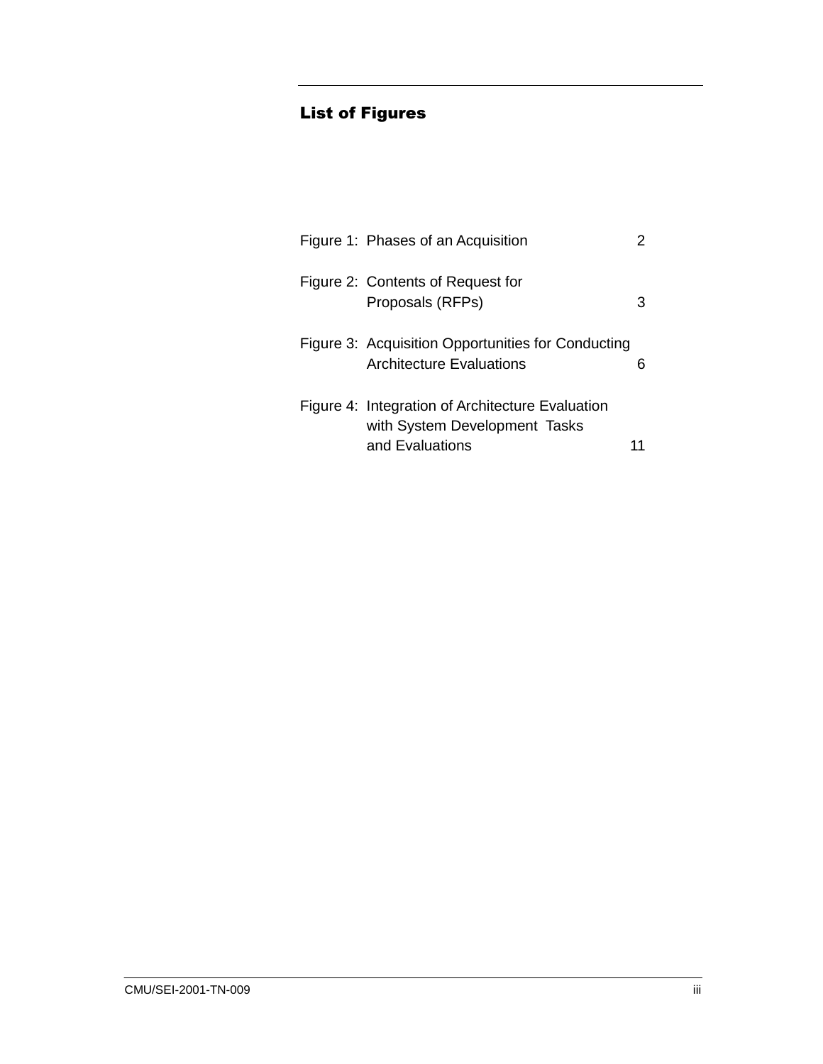# List of Figures

Figure 1: Phases of an Acquisition 2

Figure 2: Contents of Request for Proposals (RFPs) 3

Figure 3: Acquisition Opportunities for Conducting Architecture Evaluations 6

Figure 4: Integration of Architecture Evaluation with System Development Tasks and Evaluations 11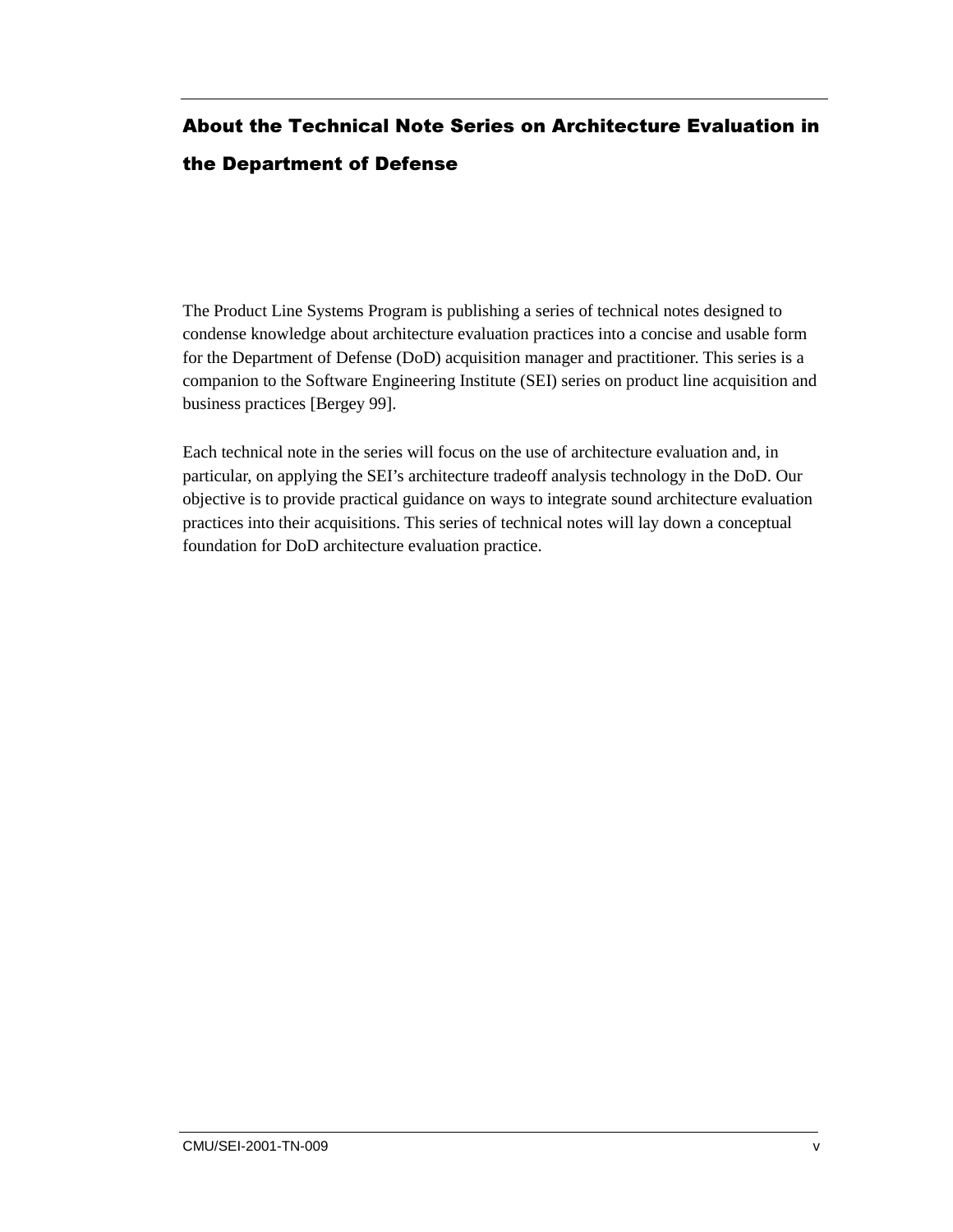# About the Technical Note Series on Architecture Evaluation in the Department of Defense

The Product Line Systems Program is publishing a series of technical notes designed to condense knowledge about architecture evaluation practices into a concise and usable form for the Department of Defense (DoD) acquisition manager and practitioner. This series is a companion to the Software Engineering Institute (SEI) series on product line acquisition and business practices [Bergey 99].

Each technical note in the series will focus on the use of architecture evaluation and, in particular, on applying the SEI's architecture tradeoff analysis technology in the DoD. Our objective is to provide practical guidance on ways to integrate sound architecture evaluation practices into their acquisitions. This series of technical notes will lay down a conceptual foundation for DoD architecture evaluation practice.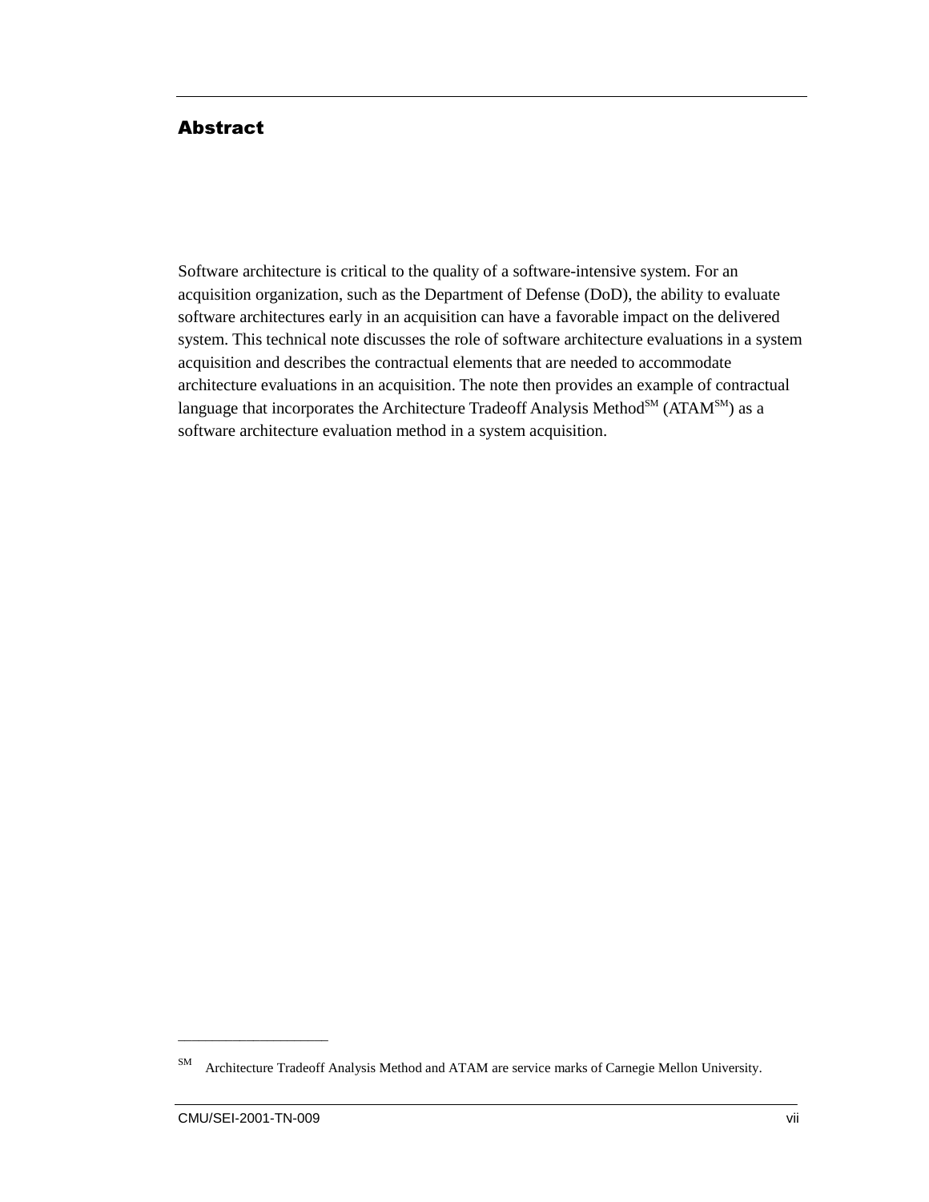## Abstract

Software architecture is critical to the quality of a software-intensive system. For an acquisition organization, such as the Department of Defense (DoD), the ability to evaluate software architectures early in an acquisition can have a favorable impact on the delivered system. This technical note discusses the role of software architecture evaluations in a system acquisition and describes the contractual elements that are needed to accommodate architecture evaluations in an acquisition. The note then provides an example of contractual language that incorporates the Architecture Tradeoff Analysis Method[SM] (ATAM[SM]) as a software architecture evaluation method in a system acquisition.

---

[SM] Architecture Tradeoff Analysis Method and ATAM are service marks of Carnegie Mellon University.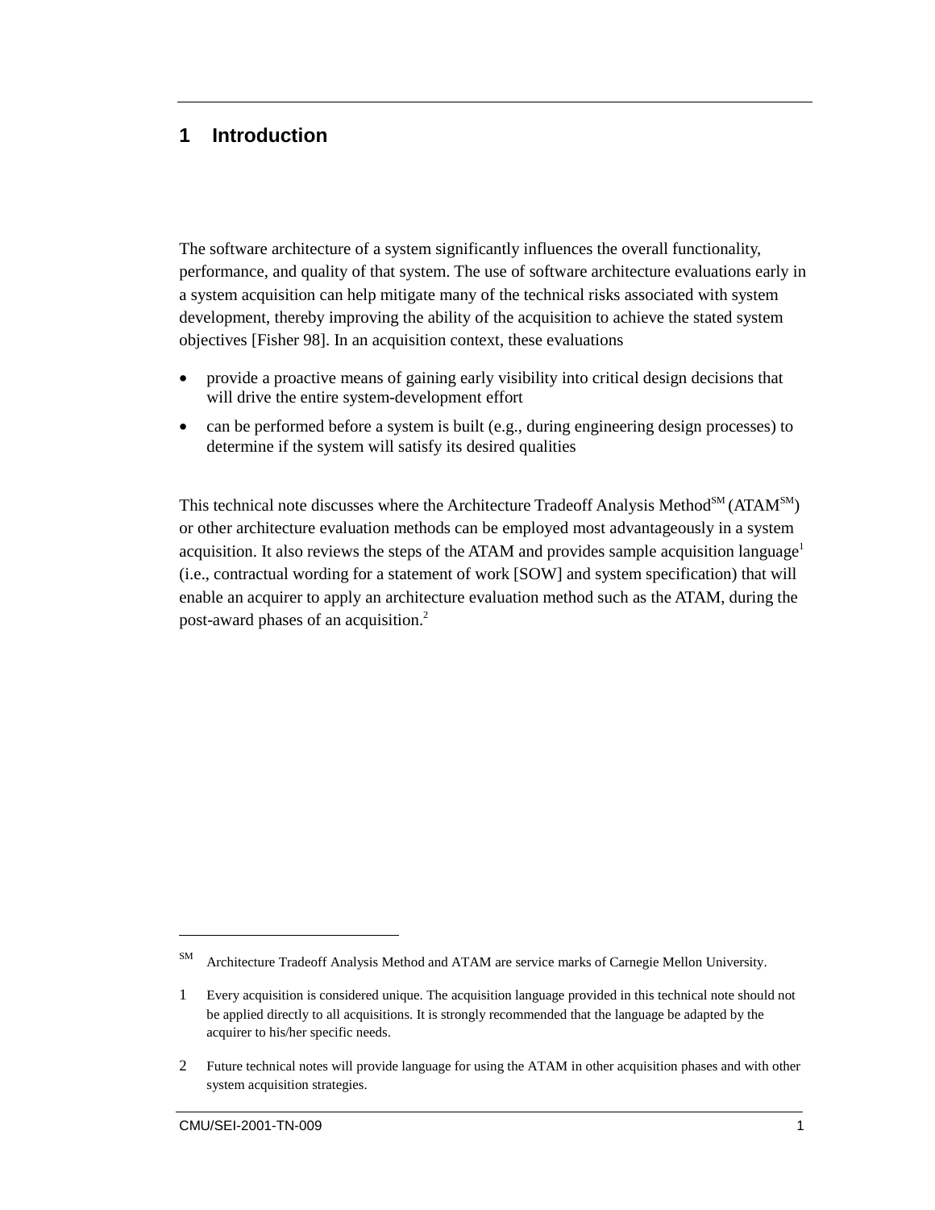# 1 Introduction

The software architecture of a system significantly influences the overall functionality, performance, and quality of that system. The use of software architecture evaluations early in a system acquisition can help mitigate many of the technical risks associated with system development, thereby improving the ability of the acquisition to achieve the stated system objectives [Fisher 98]. In an acquisition context, these evaluations

- provide a proactive means of gaining early visibility into critical design decisions that will drive the entire system-development effort
- can be performed before a system is built (e.g., during engineering design processes) to determine if the system will satisfy its desired qualities

This technical note discusses where the Architecture Tradeoff Analysis Method[SM] (ATAM[SM]) or other architecture evaluation methods can be employed most advantageously in a system acquisition. It also reviews the steps of the ATAM and provides sample acquisition language[1] (i.e., contractual wording for a statement of work [SOW] and system specification) that will enable an acquirer to apply an architecture evaluation method such as the ATAM, during the post-award phases of an acquisition.[2]

---

[SM] Architecture Tradeoff Analysis Method and ATAM are service marks of Carnegie Mellon University.

[1] Every acquisition is considered unique. The acquisition language provided in this technical note should not be applied directly to all acquisitions. It is strongly recommended that the language be adapted by the acquirer to his/her specific needs.

[2] Future technical notes will provide language for using the ATAM in other acquisition phases and with other system acquisition strategies.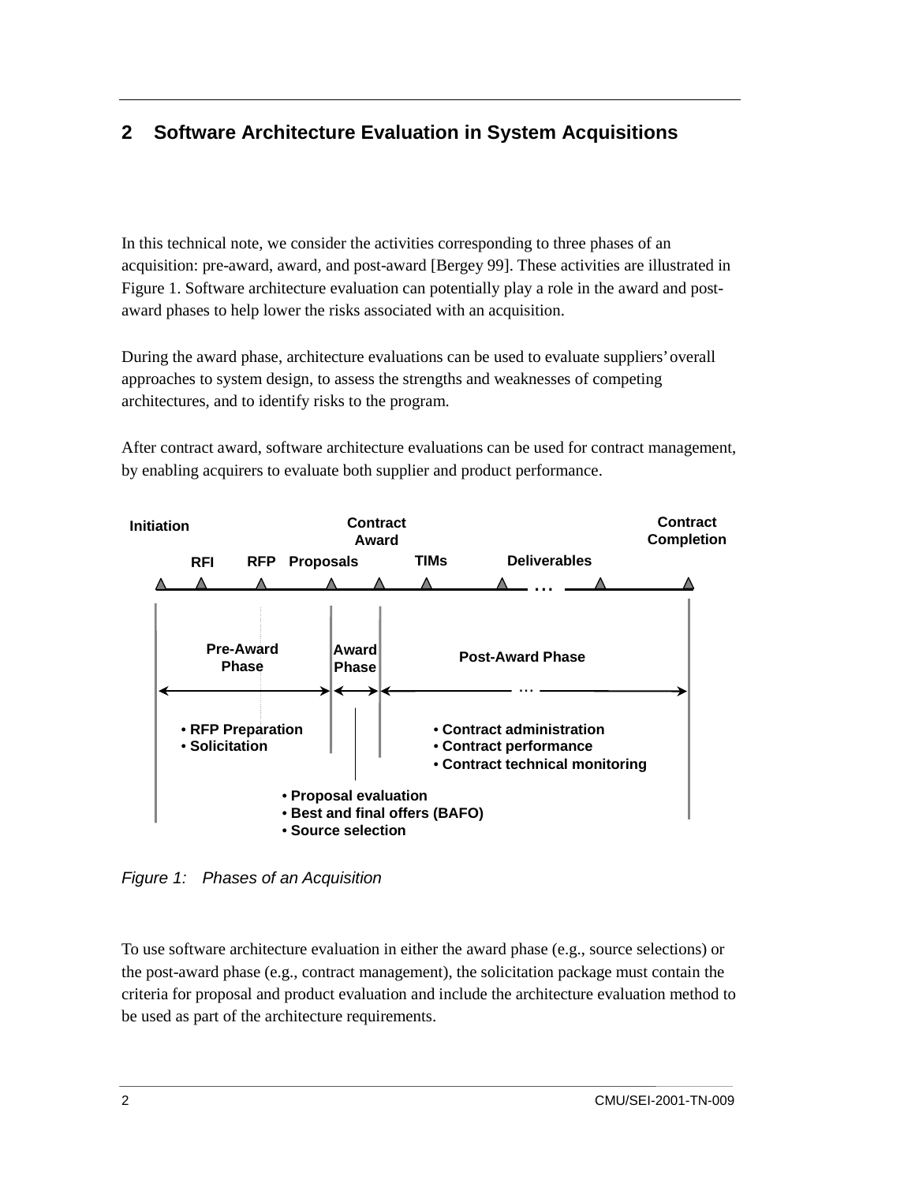## 2 Software Architecture Evaluation in System Acquisitions

In this technical note, we consider the activities corresponding to three phases of an acquisition: pre-award, award, and post-award [Bergey 99]. These activities are illustrated in Figure 1. Software architecture evaluation can potentially play a role in the award and post-award phases to help lower the risks associated with an acquisition.

During the award phase, architecture evaluations can be used to evaluate suppliers' overall approaches to system design, to assess the strengths and weaknesses of competing architectures, and to identify risks to the program.

After contract award, software architecture evaluations can be used for contract management, by enabling acquirers to evaluate both supplier and product performance.

Initiation — RFI — RFP — Proposals — Contract Award — TIMs — Deliverables — ... — Contract Completion

**Pre-Award Phase**
- RFP Preparation
- Solicitation

**Award Phase**
- Proposal evaluation
- Best and final offers (BAFO)
- Source selection

**Post-Award Phase**
- Contract administration
- Contract performance
- Contract technical monitoring

*Figure 1: Phases of an Acquisition*

To use software architecture evaluation in either the award phase (e.g., source selections) or the post-award phase (e.g., contract management), the solicitation package must contain the criteria for proposal and product evaluation and include the architecture evaluation method to be used as part of the architecture requirements.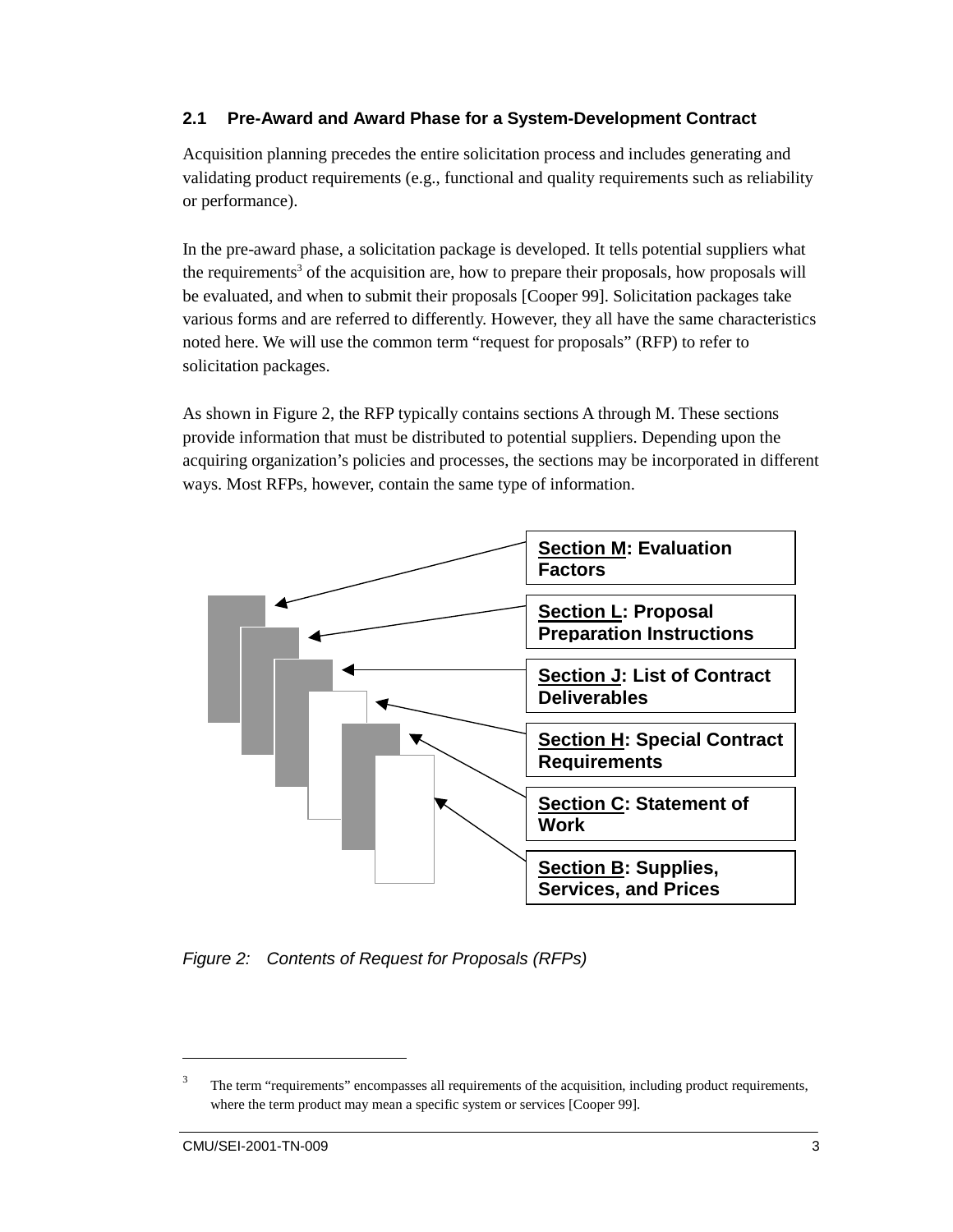### 2.1 Pre-Award and Award Phase for a System-Development Contract

Acquisition planning precedes the entire solicitation process and includes generating and validating product requirements (e.g., functional and quality requirements such as reliability or performance).

In the pre-award phase, a solicitation package is developed. It tells potential suppliers what the requirements[3] of the acquisition are, how to prepare their proposals, how proposals will be evaluated, and when to submit their proposals [Cooper 99]. Solicitation packages take various forms and are referred to differently. However, they all have the same characteristics noted here. We will use the common term "request for proposals" (RFP) to refer to solicitation packages.

As shown in Figure 2, the RFP typically contains sections A through M. These sections provide information that must be distributed to potential suppliers. Depending upon the acquiring organization's policies and processes, the sections may be incorporated in different ways. Most RFPs, however, contain the same type of information.

**Section M: Evaluation Factors**

**Section L: Proposal Preparation Instructions**

**Section J: List of Contract Deliverables**

**Section H: Special Contract Requirements**

**Section C: Statement of Work**

**Section B: Supplies, Services, and Prices**

*Figure 2: Contents of Request for Proposals (RFPs)*

---

[3] The term "requirements" encompasses all requirements of the acquisition, including product requirements, where the term product may mean a specific system or services [Cooper 99].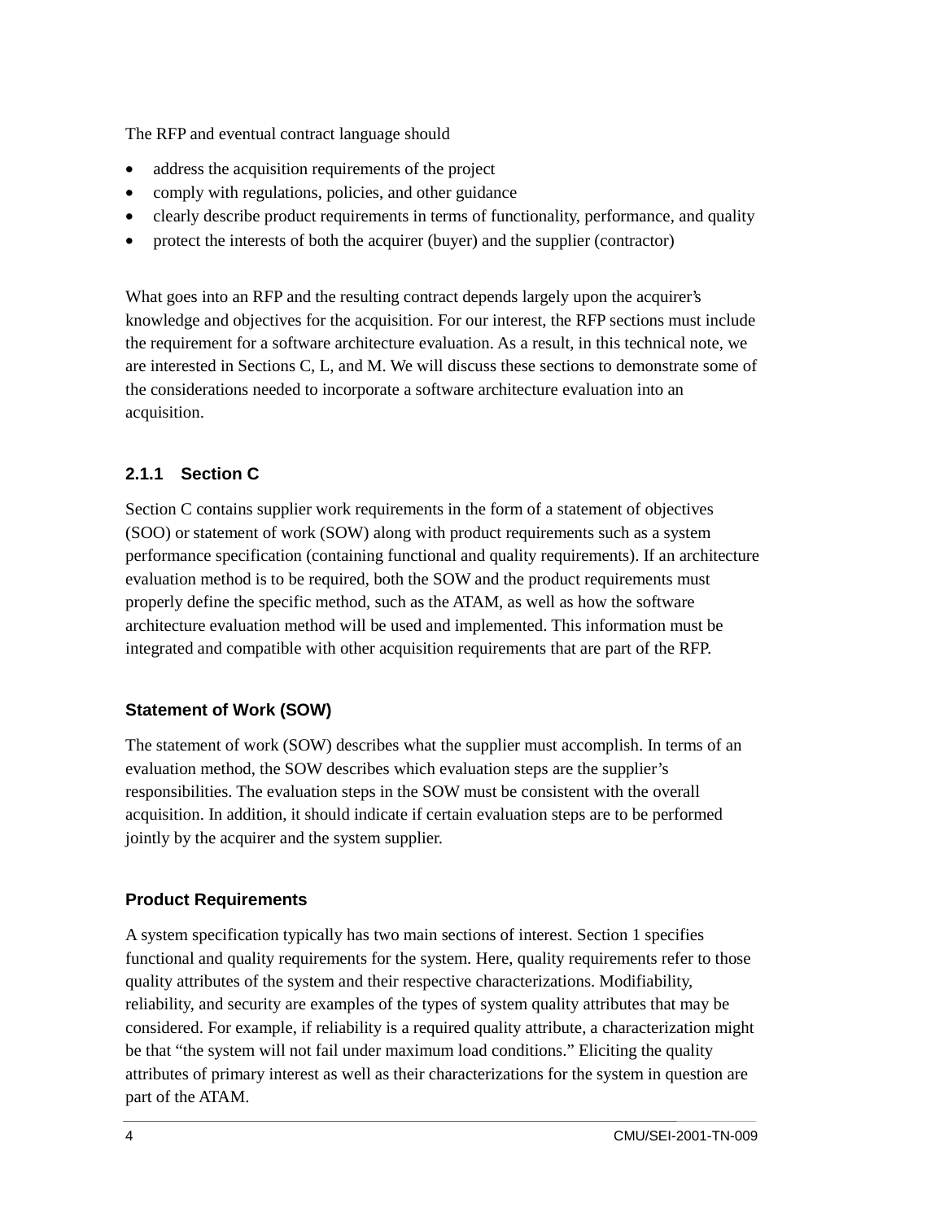The RFP and eventual contract language should

- address the acquisition requirements of the project
- comply with regulations, policies, and other guidance
- clearly describe product requirements in terms of functionality, performance, and quality
- protect the interests of both the acquirer (buyer) and the supplier (contractor)

What goes into an RFP and the resulting contract depends largely upon the acquirer's knowledge and objectives for the acquisition. For our interest, the RFP sections must include the requirement for a software architecture evaluation. As a result, in this technical note, we are interested in Sections C, L, and M. We will discuss these sections to demonstrate some of the considerations needed to incorporate a software architecture evaluation into an acquisition.

### 2.1.1 Section C

Section C contains supplier work requirements in the form of a statement of objectives (SOO) or statement of work (SOW) along with product requirements such as a system performance specification (containing functional and quality requirements). If an architecture evaluation method is to be required, both the SOW and the product requirements must properly define the specific method, such as the ATAM, as well as how the software architecture evaluation method will be used and implemented. This information must be integrated and compatible with other acquisition requirements that are part of the RFP.

#### Statement of Work (SOW)

The statement of work (SOW) describes what the supplier must accomplish. In terms of an evaluation method, the SOW describes which evaluation steps are the supplier's responsibilities. The evaluation steps in the SOW must be consistent with the overall acquisition. In addition, it should indicate if certain evaluation steps are to be performed jointly by the acquirer and the system supplier.

#### Product Requirements

A system specification typically has two main sections of interest. Section 1 specifies functional and quality requirements for the system. Here, quality requirements refer to those quality attributes of the system and their respective characterizations. Modifiability, reliability, and security are examples of the types of system quality attributes that may be considered. For example, if reliability is a required quality attribute, a characterization might be that "the system will not fail under maximum load conditions." Eliciting the quality attributes of primary interest as well as their characterizations for the system in question are part of the ATAM.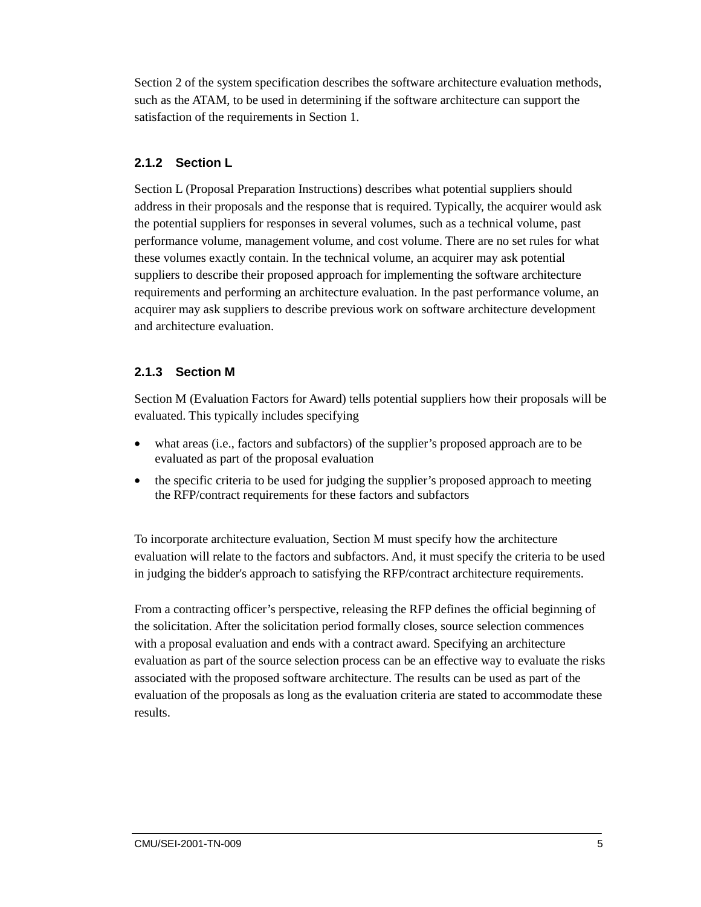Section 2 of the system specification describes the software architecture evaluation methods, such as the ATAM, to be used in determining if the software architecture can support the satisfaction of the requirements in Section 1.

### 2.1.2 Section L

Section L (Proposal Preparation Instructions) describes what potential suppliers should address in their proposals and the response that is required. Typically, the acquirer would ask the potential suppliers for responses in several volumes, such as a technical volume, past performance volume, management volume, and cost volume. There are no set rules for what these volumes exactly contain. In the technical volume, an acquirer may ask potential suppliers to describe their proposed approach for implementing the software architecture requirements and performing an architecture evaluation. In the past performance volume, an acquirer may ask suppliers to describe previous work on software architecture development and architecture evaluation.

### 2.1.3 Section M

Section M (Evaluation Factors for Award) tells potential suppliers how their proposals will be evaluated. This typically includes specifying

- what areas (i.e., factors and subfactors) of the supplier's proposed approach are to be evaluated as part of the proposal evaluation
- the specific criteria to be used for judging the supplier's proposed approach to meeting the RFP/contract requirements for these factors and subfactors

To incorporate architecture evaluation, Section M must specify how the architecture evaluation will relate to the factors and subfactors. And, it must specify the criteria to be used in judging the bidder's approach to satisfying the RFP/contract architecture requirements.

From a contracting officer's perspective, releasing the RFP defines the official beginning of the solicitation. After the solicitation period formally closes, source selection commences with a proposal evaluation and ends with a contract award. Specifying an architecture evaluation as part of the source selection process can be an effective way to evaluate the risks associated with the proposed software architecture. The results can be used as part of the evaluation of the proposals as long as the evaluation criteria are stated to accommodate these results.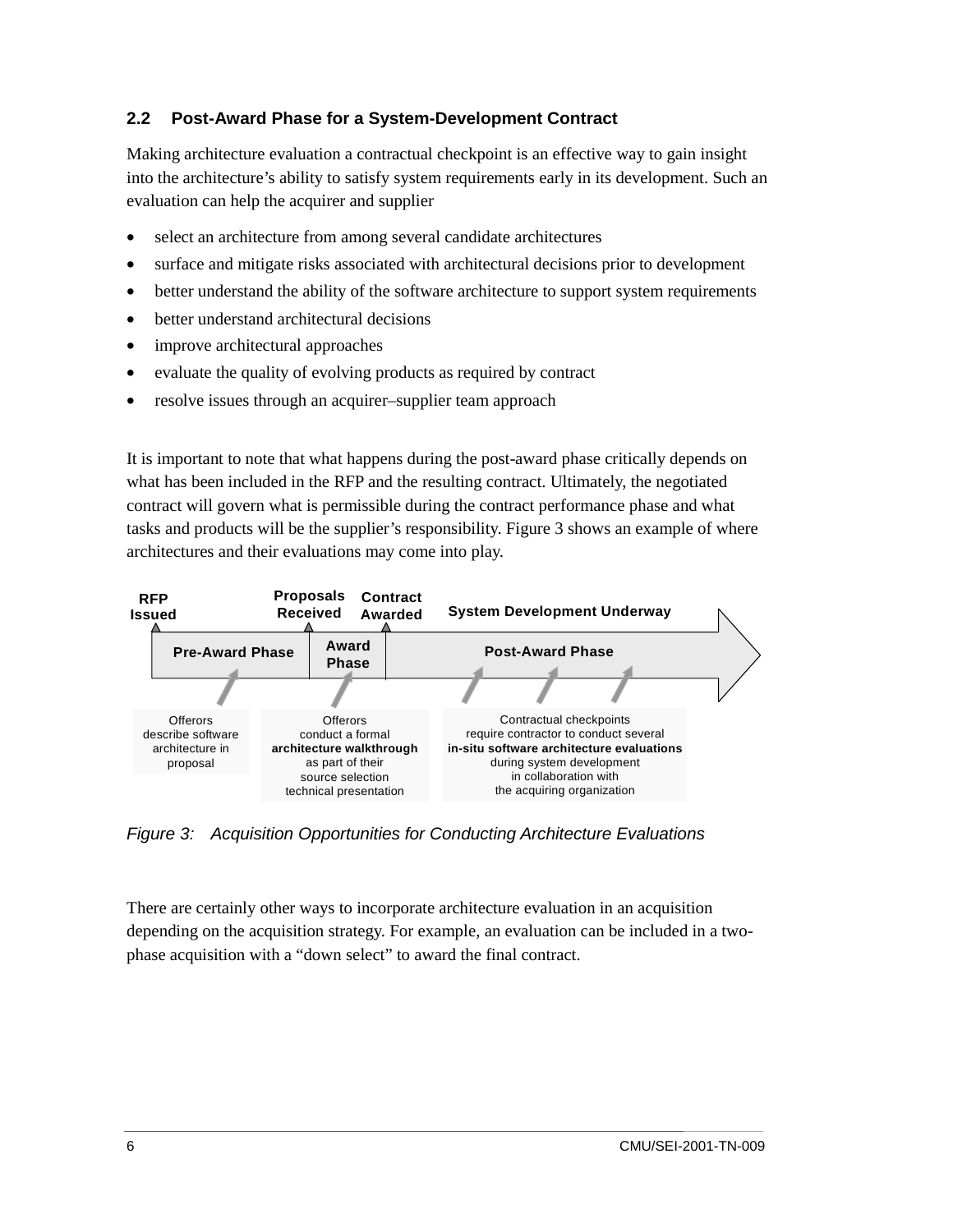## 2.2 Post-Award Phase for a System-Development Contract

Making architecture evaluation a contractual checkpoint is an effective way to gain insight into the architecture's ability to satisfy system requirements early in its development. Such an evaluation can help the acquirer and supplier

- select an architecture from among several candidate architectures
- surface and mitigate risks associated with architectural decisions prior to development
- better understand the ability of the software architecture to support system requirements
- better understand architectural decisions
- improve architectural approaches
- evaluate the quality of evolving products as required by contract
- resolve issues through an acquirer–supplier team approach

It is important to note that what happens during the post-award phase critically depends on what has been included in the RFP and the resulting contract. Ultimately, the negotiated contract will govern what is permissible during the contract performance phase and what tasks and products will be the supplier's responsibility. Figure 3 shows an example of where architectures and their evaluations may come into play.

RFP Issued | Proposals Received | Contract Awarded | System Development Underway

Pre-Award Phase | Award Phase | Post-Award Phase

Offerors describe software architecture in proposal

Offerors conduct a formal **architecture walkthrough** as part of their source selection technical presentation

Contractual checkpoints require contractor to conduct several **in-situ software architecture evaluations** during system development in collaboration with the acquiring organization

*Figure 3: Acquisition Opportunities for Conducting Architecture Evaluations*

There are certainly other ways to incorporate architecture evaluation in an acquisition depending on the acquisition strategy. For example, an evaluation can be included in a two-phase acquisition with a "down select" to award the final contract.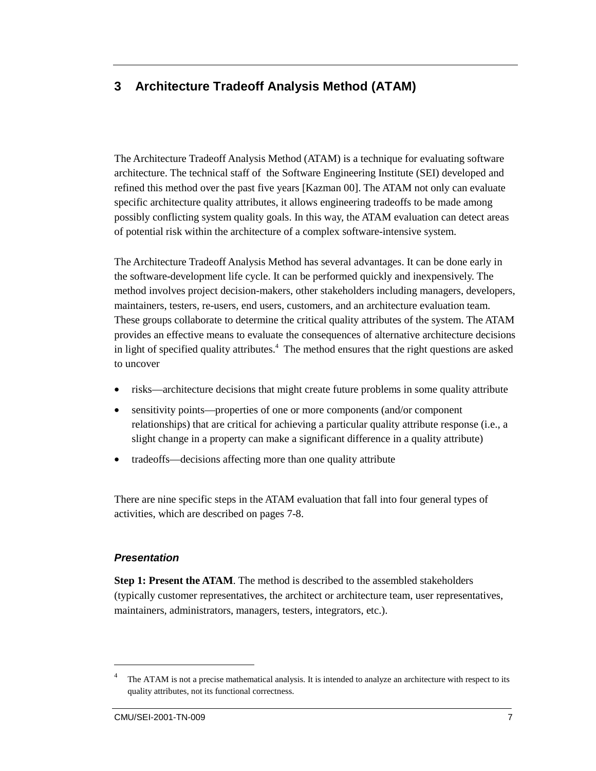# 3 Architecture Tradeoff Analysis Method (ATAM)

The Architecture Tradeoff Analysis Method (ATAM) is a technique for evaluating software architecture. The technical staff of the Software Engineering Institute (SEI) developed and refined this method over the past five years [Kazman 00]. The ATAM not only can evaluate specific architecture quality attributes, it allows engineering tradeoffs to be made among possibly conflicting system quality goals. In this way, the ATAM evaluation can detect areas of potential risk within the architecture of a complex software-intensive system.

The Architecture Tradeoff Analysis Method has several advantages. It can be done early in the software-development life cycle. It can be performed quickly and inexpensively. The method involves project decision-makers, other stakeholders including managers, developers, maintainers, testers, re-users, end users, customers, and an architecture evaluation team. These groups collaborate to determine the critical quality attributes of the system. The ATAM provides an effective means to evaluate the consequences of alternative architecture decisions in light of specified quality attributes.[4] The method ensures that the right questions are asked to uncover

- risks—architecture decisions that might create future problems in some quality attribute
- sensitivity points—properties of one or more components (and/or component relationships) that are critical for achieving a particular quality attribute response (i.e., a slight change in a property can make a significant difference in a quality attribute)
- tradeoffs—decisions affecting more than one quality attribute

There are nine specific steps in the ATAM evaluation that fall into four general types of activities, which are described on pages 7-8.

### *Presentation*

**Step 1: Present the ATAM**. The method is described to the assembled stakeholders (typically customer representatives, the architect or architecture team, user representatives, maintainers, administrators, managers, testers, integrators, etc.).

---

[4] The ATAM is not a precise mathematical analysis. It is intended to analyze an architecture with respect to its quality attributes, not its functional correctness.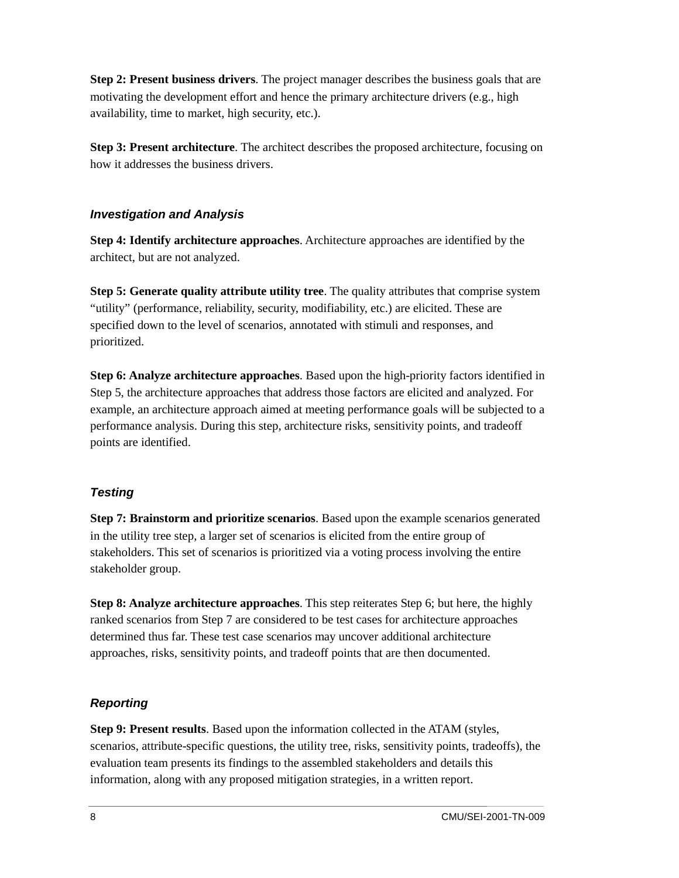**Step 2: Present business drivers**. The project manager describes the business goals that are motivating the development effort and hence the primary architecture drivers (e.g., high availability, time to market, high security, etc.).

**Step 3: Present architecture**. The architect describes the proposed architecture, focusing on how it addresses the business drivers.

### *Investigation and Analysis*

**Step 4: Identify architecture approaches**. Architecture approaches are identified by the architect, but are not analyzed.

**Step 5: Generate quality attribute utility tree**. The quality attributes that comprise system "utility" (performance, reliability, security, modifiability, etc.) are elicited. These are specified down to the level of scenarios, annotated with stimuli and responses, and prioritized.

**Step 6: Analyze architecture approaches**. Based upon the high-priority factors identified in Step 5, the architecture approaches that address those factors are elicited and analyzed. For example, an architecture approach aimed at meeting performance goals will be subjected to a performance analysis. During this step, architecture risks, sensitivity points, and tradeoff points are identified.

### *Testing*

**Step 7: Brainstorm and prioritize scenarios**. Based upon the example scenarios generated in the utility tree step, a larger set of scenarios is elicited from the entire group of stakeholders. This set of scenarios is prioritized via a voting process involving the entire stakeholder group.

**Step 8: Analyze architecture approaches**. This step reiterates Step 6; but here, the highly ranked scenarios from Step 7 are considered to be test cases for architecture approaches determined thus far. These test case scenarios may uncover additional architecture approaches, risks, sensitivity points, and tradeoff points that are then documented.

### *Reporting*

**Step 9: Present results**. Based upon the information collected in the ATAM (styles, scenarios, attribute-specific questions, the utility tree, risks, sensitivity points, tradeoffs), the evaluation team presents its findings to the assembled stakeholders and details this information, along with any proposed mitigation strategies, in a written report.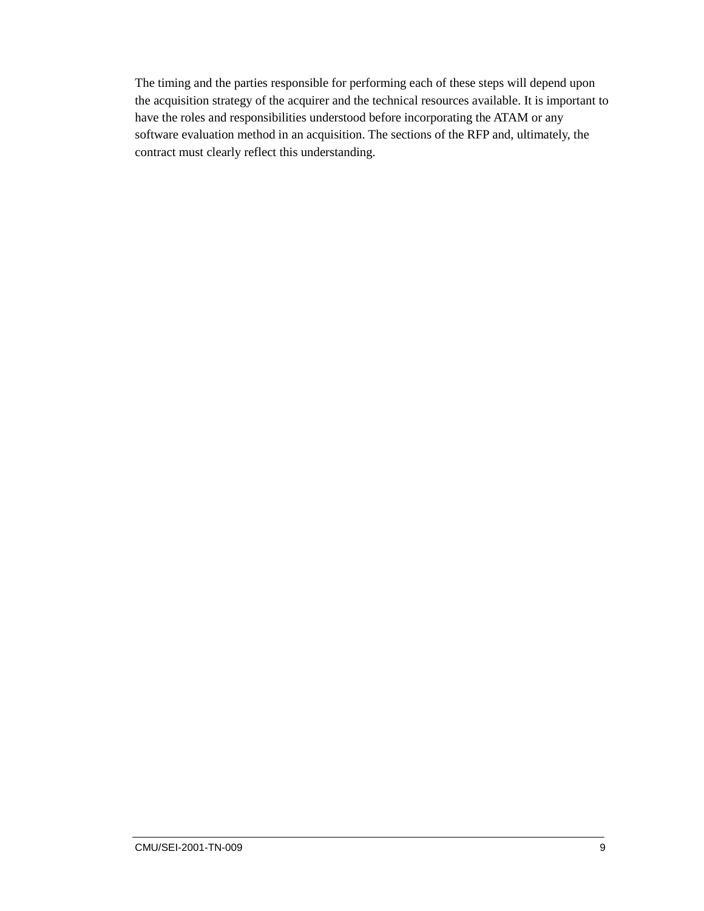The timing and the parties responsible for performing each of these steps will depend upon the acquisition strategy of the acquirer and the technical resources available. It is important to have the roles and responsibilities understood before incorporating the ATAM or any software evaluation method in an acquisition. The sections of the RFP and, ultimately, the contract must clearly reflect this understanding.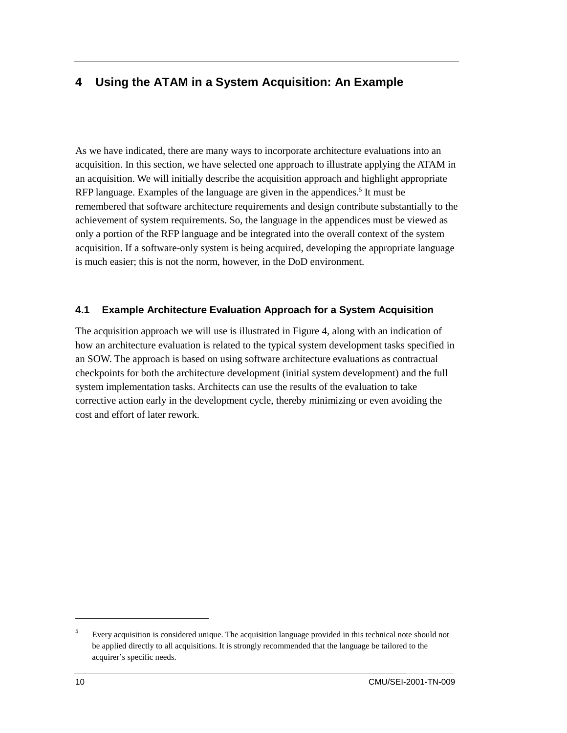# 4 Using the ATAM in a System Acquisition: An Example

As we have indicated, there are many ways to incorporate architecture evaluations into an acquisition. In this section, we have selected one approach to illustrate applying the ATAM in an acquisition. We will initially describe the acquisition approach and highlight appropriate RFP language. Examples of the language are given in the appendices.[5] It must be remembered that software architecture requirements and design contribute substantially to the achievement of system requirements. So, the language in the appendices must be viewed as only a portion of the RFP language and be integrated into the overall context of the system acquisition. If a software-only system is being acquired, developing the appropriate language is much easier; this is not the norm, however, in the DoD environment.

## 4.1 Example Architecture Evaluation Approach for a System Acquisition

The acquisition approach we will use is illustrated in Figure 4, along with an indication of how an architecture evaluation is related to the typical system development tasks specified in an SOW. The approach is based on using software architecture evaluations as contractual checkpoints for both the architecture development (initial system development) and the full system implementation tasks. Architects can use the results of the evaluation to take corrective action early in the development cycle, thereby minimizing or even avoiding the cost and effort of later rework.

---

[5] Every acquisition is considered unique. The acquisition language provided in this technical note should not be applied directly to all acquisitions. It is strongly recommended that the language be tailored to the acquirer's specific needs.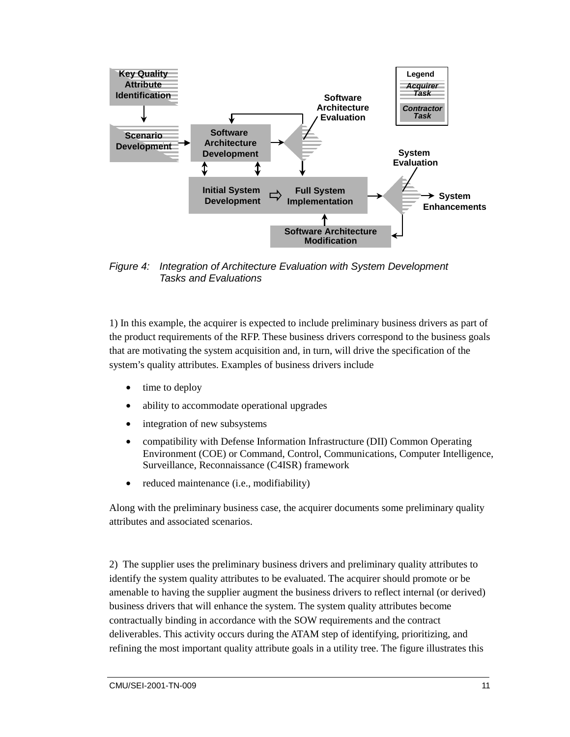Figure 4: Integration of Architecture Evaluation with System Development Tasks and Evaluations

1) In this example, the acquirer is expected to include preliminary business drivers as part of the product requirements of the RFP. These business drivers correspond to the business goals that are motivating the system acquisition and, in turn, will drive the specification of the system's quality attributes. Examples of business drivers include

- time to deploy
- ability to accommodate operational upgrades
- integration of new subsystems
- compatibility with Defense Information Infrastructure (DII) Common Operating Environment (COE) or Command, Control, Communications, Computer Intelligence, Surveillance, Reconnaissance (C4ISR) framework
- reduced maintenance (i.e., modifiability)

Along with the preliminary business case, the acquirer documents some preliminary quality attributes and associated scenarios.

2) The supplier uses the preliminary business drivers and preliminary quality attributes to identify the system quality attributes to be evaluated. The acquirer should promote or be amenable to having the supplier augment the business drivers to reflect internal (or derived) business drivers that will enhance the system. The system quality attributes become contractually binding in accordance with the SOW requirements and the contract deliverables. This activity occurs during the ATAM step of identifying, prioritizing, and refining the most important quality attribute goals in a utility tree. The figure illustrates this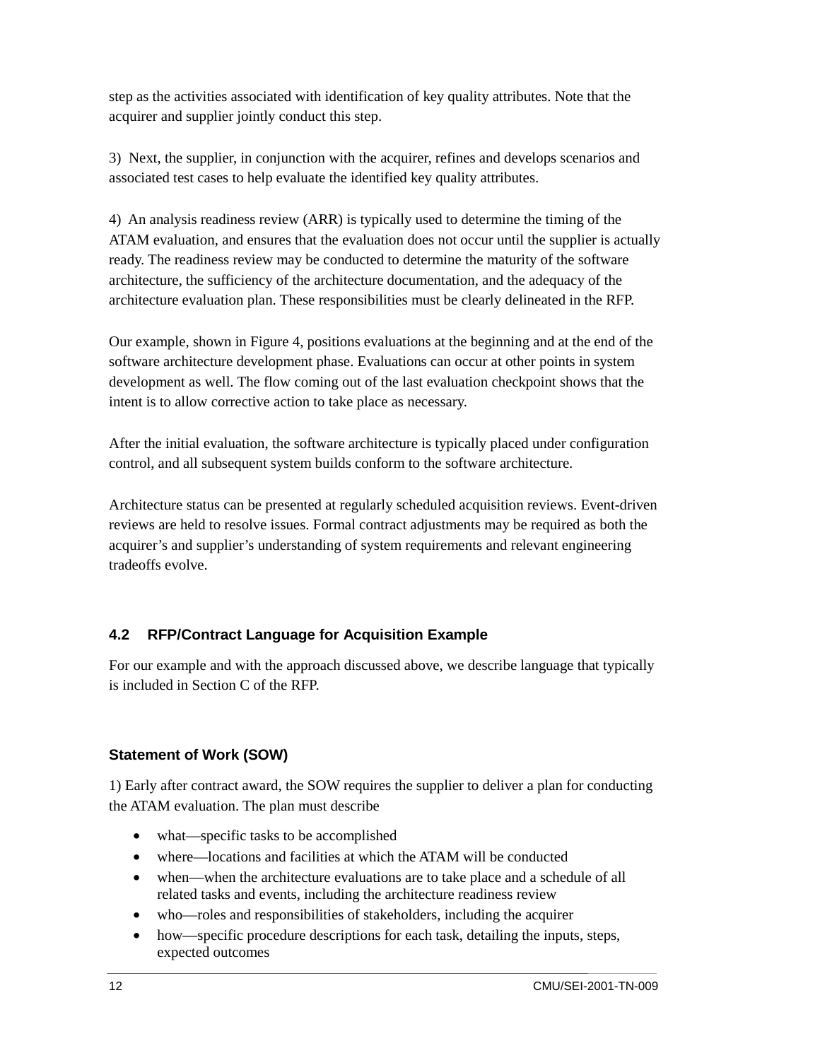step as the activities associated with identification of key quality attributes. Note that the acquirer and supplier jointly conduct this step.

3) Next, the supplier, in conjunction with the acquirer, refines and develops scenarios and associated test cases to help evaluate the identified key quality attributes.

4) An analysis readiness review (ARR) is typically used to determine the timing of the ATAM evaluation, and ensures that the evaluation does not occur until the supplier is actually ready. The readiness review may be conducted to determine the maturity of the software architecture, the sufficiency of the architecture documentation, and the adequacy of the architecture evaluation plan. These responsibilities must be clearly delineated in the RFP.

Our example, shown in Figure 4, positions evaluations at the beginning and at the end of the software architecture development phase. Evaluations can occur at other points in system development as well. The flow coming out of the last evaluation checkpoint shows that the intent is to allow corrective action to take place as necessary.

After the initial evaluation, the software architecture is typically placed under configuration control, and all subsequent system builds conform to the software architecture.

Architecture status can be presented at regularly scheduled acquisition reviews. Event-driven reviews are held to resolve issues. Formal contract adjustments may be required as both the acquirer's and supplier's understanding of system requirements and relevant engineering tradeoffs evolve.

## 4.2 RFP/Contract Language for Acquisition Example

For our example and with the approach discussed above, we describe language that typically is included in Section C of the RFP.

### Statement of Work (SOW)

1) Early after contract award, the SOW requires the supplier to deliver a plan for conducting the ATAM evaluation. The plan must describe

- what—specific tasks to be accomplished
- where—locations and facilities at which the ATAM will be conducted
- when—when the architecture evaluations are to take place and a schedule of all related tasks and events, including the architecture readiness review
- who—roles and responsibilities of stakeholders, including the acquirer
- how—specific procedure descriptions for each task, detailing the inputs, steps, expected outcomes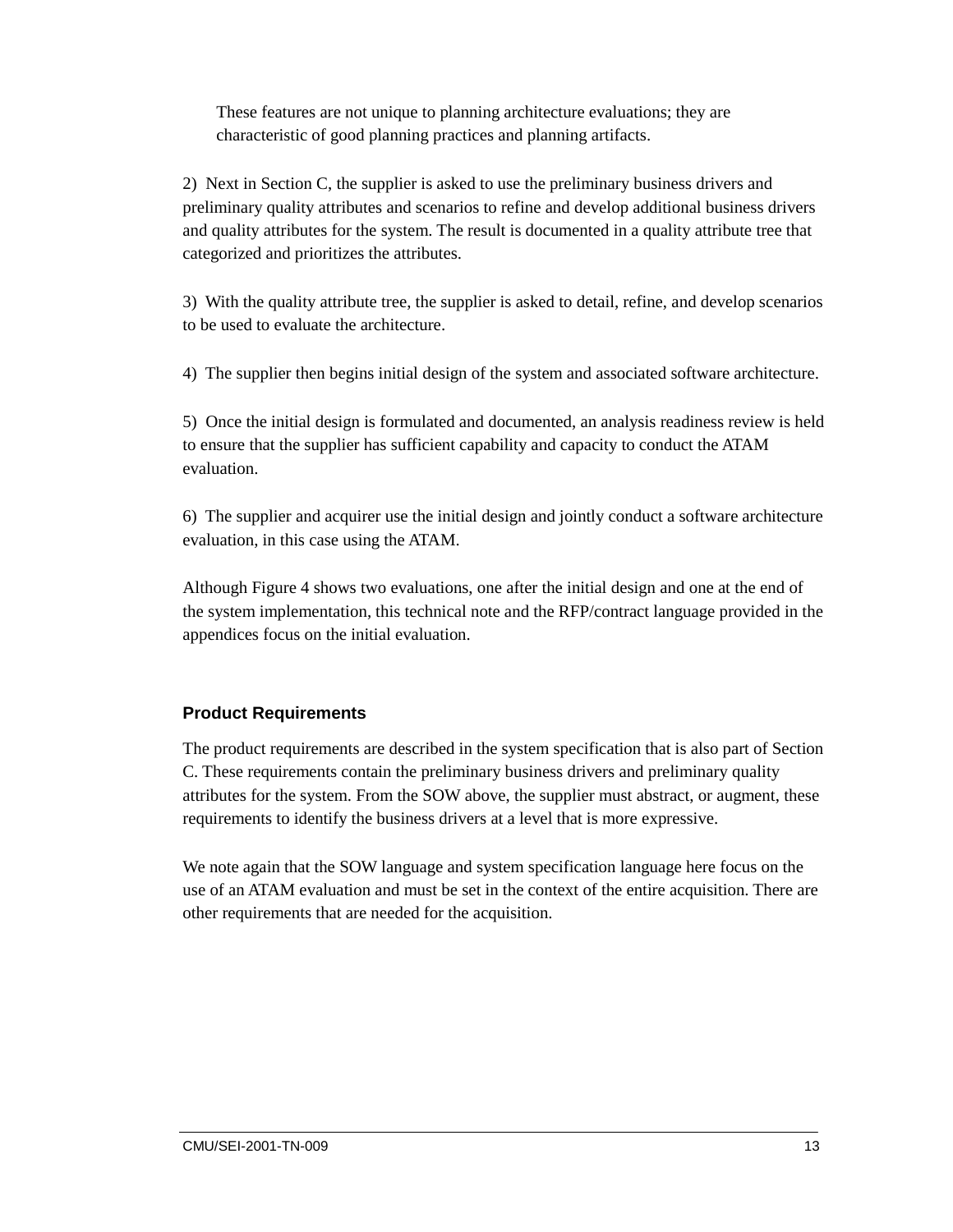These features are not unique to planning architecture evaluations; they are characteristic of good planning practices and planning artifacts.

2)  Next in Section C, the supplier is asked to use the preliminary business drivers and preliminary quality attributes and scenarios to refine and develop additional business drivers and quality attributes for the system. The result is documented in a quality attribute tree that categorized and prioritizes the attributes.

3)  With the quality attribute tree, the supplier is asked to detail, refine, and develop scenarios to be used to evaluate the architecture.

4)  The supplier then begins initial design of the system and associated software architecture.

5)  Once the initial design is formulated and documented, an analysis readiness review is held to ensure that the supplier has sufficient capability and capacity to conduct the ATAM evaluation.

6)  The supplier and acquirer use the initial design and jointly conduct a software architecture evaluation, in this case using the ATAM.

Although Figure 4 shows two evaluations, one after the initial design and one at the end of the system implementation, this technical note and the RFP/contract language provided in the appendices focus on the initial evaluation.

### Product Requirements

The product requirements are described in the system specification that is also part of Section C. These requirements contain the preliminary business drivers and preliminary quality attributes for the system. From the SOW above, the supplier must abstract, or augment, these requirements to identify the business drivers at a level that is more expressive.

We note again that the SOW language and system specification language here focus on the use of an ATAM evaluation and must be set in the context of the entire acquisition. There are other requirements that are needed for the acquisition.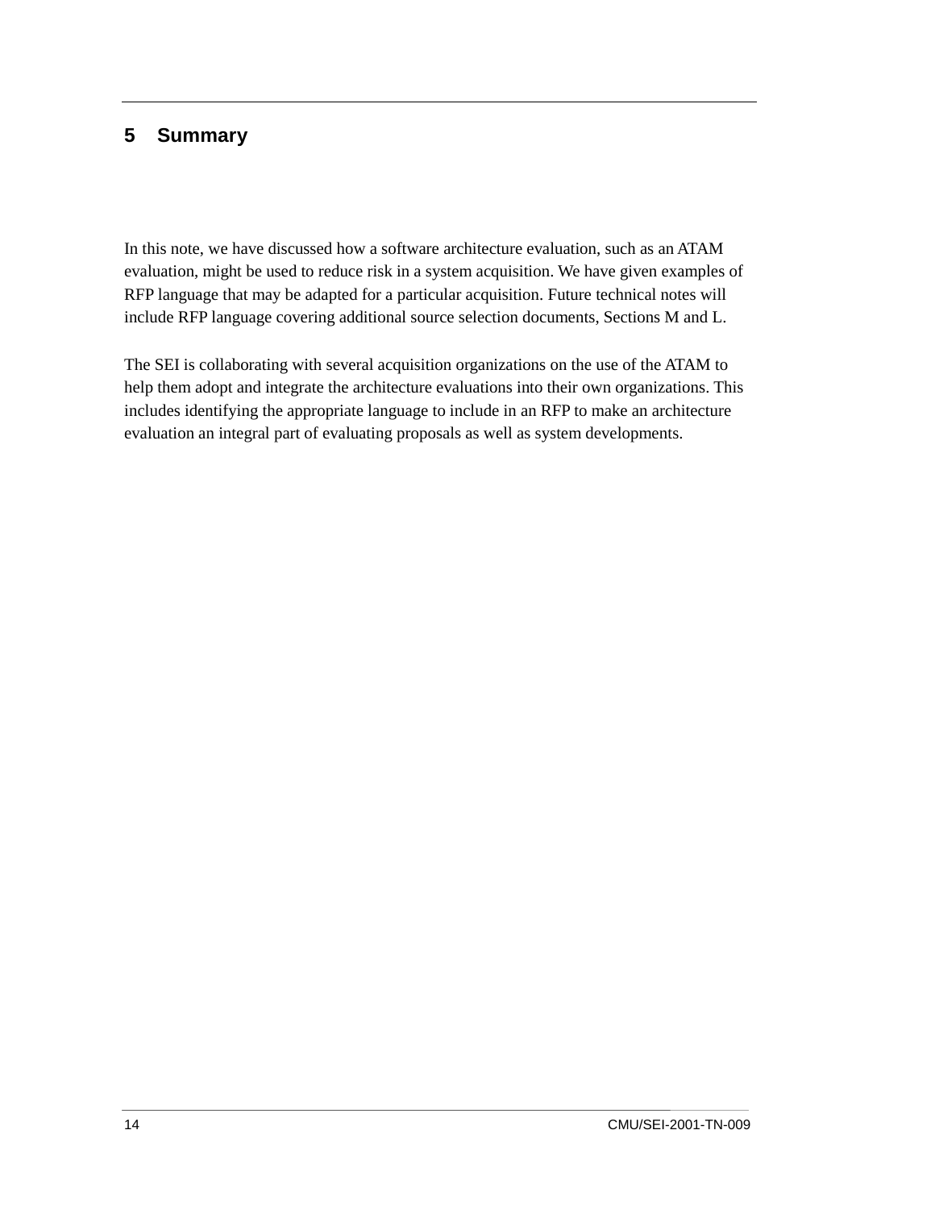# 5 Summary

In this note, we have discussed how a software architecture evaluation, such as an ATAM evaluation, might be used to reduce risk in a system acquisition. We have given examples of RFP language that may be adapted for a particular acquisition. Future technical notes will include RFP language covering additional source selection documents, Sections M and L.

The SEI is collaborating with several acquisition organizations on the use of the ATAM to help them adopt and integrate the architecture evaluations into their own organizations. This includes identifying the appropriate language to include in an RFP to make an architecture evaluation an integral part of evaluating proposals as well as system developments.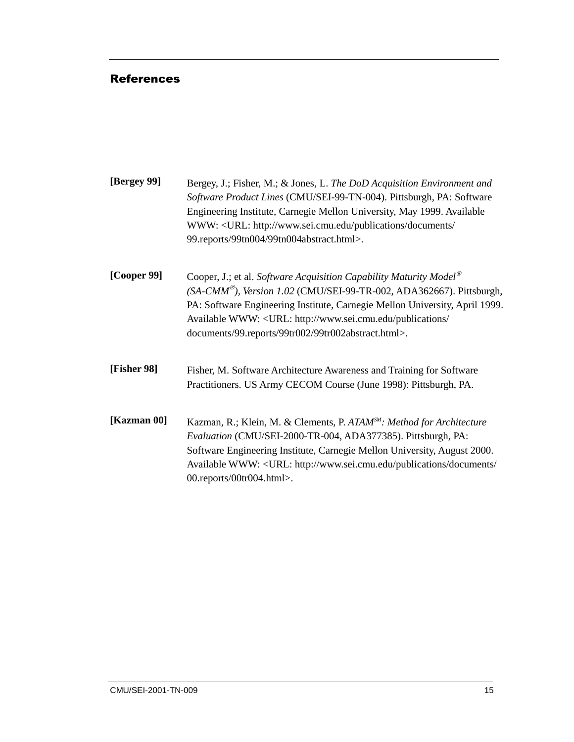## References

**[Bergey 99]** Bergey, J.; Fisher, M.; & Jones, L. *The DoD Acquisition Environment and Software Product Lines* (CMU/SEI-99-TN-004). Pittsburgh, PA: Software Engineering Institute, Carnegie Mellon University, May 1999. Available WWW: <URL: http://www.sei.cmu.edu/publications/documents/99.reports/99tn004/99tn004abstract.html>.

**[Cooper 99]** Cooper, J.; et al. *Software Acquisition Capability Maturity Model® (SA-CMM®), Version 1.02* (CMU/SEI-99-TR-002, ADA362667). Pittsburgh, PA: Software Engineering Institute, Carnegie Mellon University, April 1999. Available WWW: <URL: http://www.sei.cmu.edu/publications/documents/99.reports/99tr002/99tr002abstract.html>.

**[Fisher 98]** Fisher, M. Software Architecture Awareness and Training for Software Practitioners. US Army CECOM Course (June 1998): Pittsburgh, PA.

**[Kazman 00]** Kazman, R.; Klein, M. & Clements, P. *ATAM℠: Method for Architecture Evaluation* (CMU/SEI-2000-TR-004, ADA377385). Pittsburgh, PA: Software Engineering Institute, Carnegie Mellon University, August 2000. Available WWW: <URL: http://www.sei.cmu.edu/publications/documents/00.reports/00tr004.html>.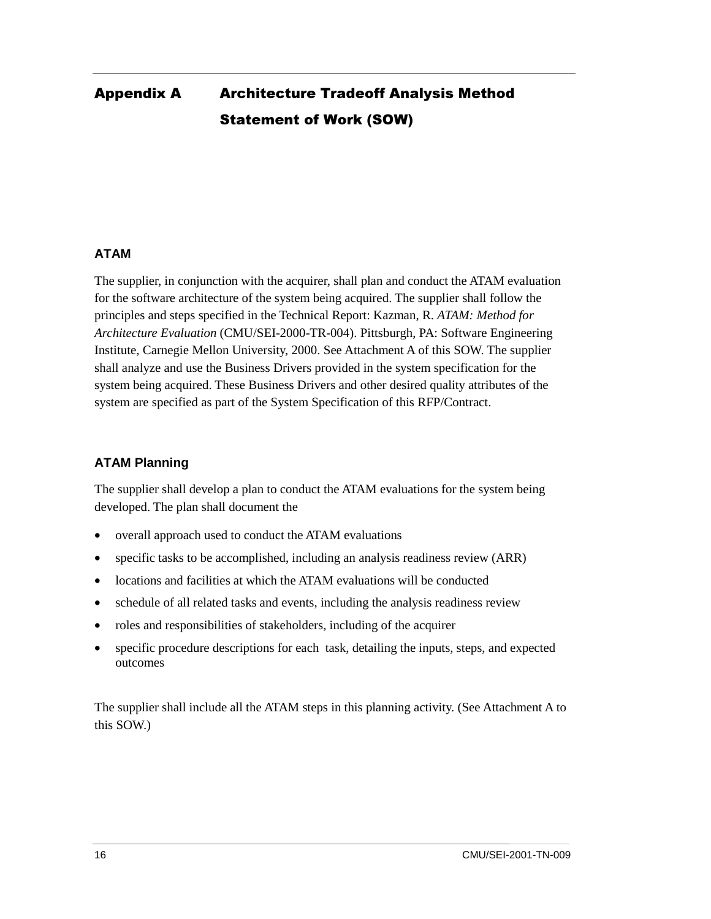# Appendix A Architecture Tradeoff Analysis Method Statement of Work (SOW)

## ATAM

The supplier, in conjunction with the acquirer, shall plan and conduct the ATAM evaluation for the software architecture of the system being acquired. The supplier shall follow the principles and steps specified in the Technical Report: Kazman, R. *ATAM: Method for Architecture Evaluation* (CMU/SEI-2000-TR-004). Pittsburgh, PA: Software Engineering Institute, Carnegie Mellon University, 2000. See Attachment A of this SOW. The supplier shall analyze and use the Business Drivers provided in the system specification for the system being acquired. These Business Drivers and other desired quality attributes of the system are specified as part of the System Specification of this RFP/Contract.

## ATAM Planning

The supplier shall develop a plan to conduct the ATAM evaluations for the system being developed. The plan shall document the

- overall approach used to conduct the ATAM evaluations
- specific tasks to be accomplished, including an analysis readiness review (ARR)
- locations and facilities at which the ATAM evaluations will be conducted
- schedule of all related tasks and events, including the analysis readiness review
- roles and responsibilities of stakeholders, including of the acquirer
- specific procedure descriptions for each task, detailing the inputs, steps, and expected outcomes

The supplier shall include all the ATAM steps in this planning activity. (See Attachment A to this SOW.)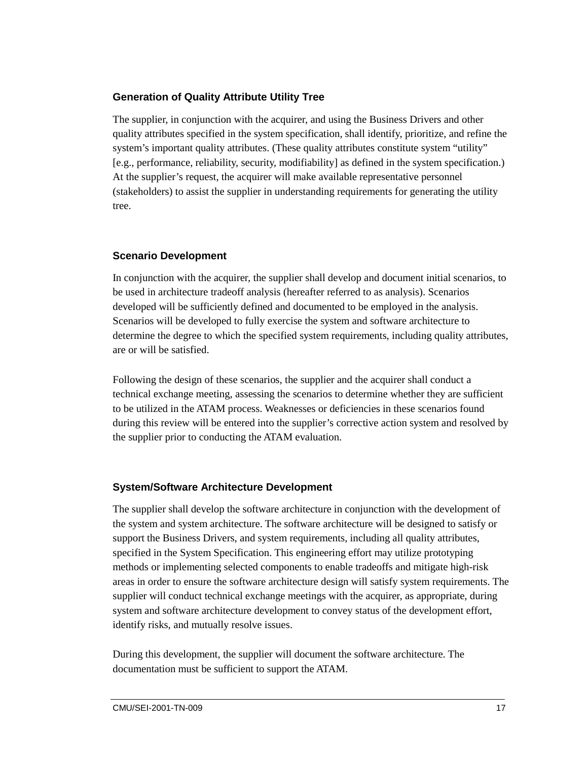### Generation of Quality Attribute Utility Tree

The supplier, in conjunction with the acquirer, and using the Business Drivers and other quality attributes specified in the system specification, shall identify, prioritize, and refine the system's important quality attributes. (These quality attributes constitute system "utility" [e.g., performance, reliability, security, modifiability] as defined in the system specification.) At the supplier's request, the acquirer will make available representative personnel (stakeholders) to assist the supplier in understanding requirements for generating the utility tree.

### Scenario Development

In conjunction with the acquirer, the supplier shall develop and document initial scenarios, to be used in architecture tradeoff analysis (hereafter referred to as analysis). Scenarios developed will be sufficiently defined and documented to be employed in the analysis. Scenarios will be developed to fully exercise the system and software architecture to determine the degree to which the specified system requirements, including quality attributes, are or will be satisfied.

Following the design of these scenarios, the supplier and the acquirer shall conduct a technical exchange meeting, assessing the scenarios to determine whether they are sufficient to be utilized in the ATAM process. Weaknesses or deficiencies in these scenarios found during this review will be entered into the supplier's corrective action system and resolved by the supplier prior to conducting the ATAM evaluation.

### System/Software Architecture Development

The supplier shall develop the software architecture in conjunction with the development of the system and system architecture. The software architecture will be designed to satisfy or support the Business Drivers, and system requirements, including all quality attributes, specified in the System Specification. This engineering effort may utilize prototyping methods or implementing selected components to enable tradeoffs and mitigate high-risk areas in order to ensure the software architecture design will satisfy system requirements. The supplier will conduct technical exchange meetings with the acquirer, as appropriate, during system and software architecture development to convey status of the development effort, identify risks, and mutually resolve issues.

During this development, the supplier will document the software architecture. The documentation must be sufficient to support the ATAM.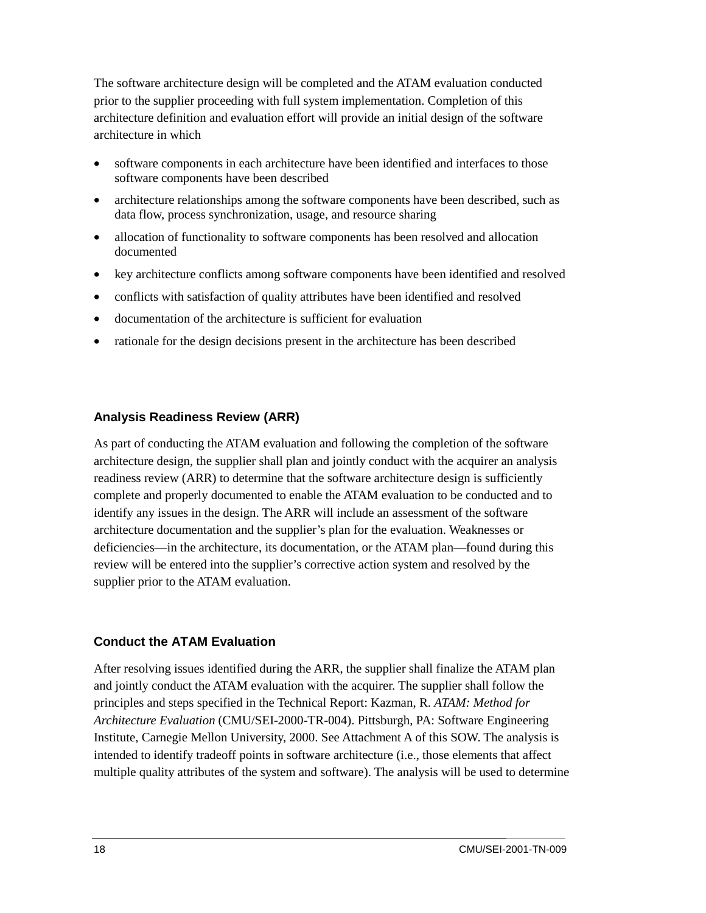The software architecture design will be completed and the ATAM evaluation conducted prior to the supplier proceeding with full system implementation. Completion of this architecture definition and evaluation effort will provide an initial design of the software architecture in which

- software components in each architecture have been identified and interfaces to those software components have been described
- architecture relationships among the software components have been described, such as data flow, process synchronization, usage, and resource sharing
- allocation of functionality to software components has been resolved and allocation documented
- key architecture conflicts among software components have been identified and resolved
- conflicts with satisfaction of quality attributes have been identified and resolved
- documentation of the architecture is sufficient for evaluation
- rationale for the design decisions present in the architecture has been described

### Analysis Readiness Review (ARR)

As part of conducting the ATAM evaluation and following the completion of the software architecture design, the supplier shall plan and jointly conduct with the acquirer an analysis readiness review (ARR) to determine that the software architecture design is sufficiently complete and properly documented to enable the ATAM evaluation to be conducted and to identify any issues in the design. The ARR will include an assessment of the software architecture documentation and the supplier's plan for the evaluation. Weaknesses or deficiencies—in the architecture, its documentation, or the ATAM plan—found during this review will be entered into the supplier's corrective action system and resolved by the supplier prior to the ATAM evaluation.

### Conduct the ATAM Evaluation

After resolving issues identified during the ARR, the supplier shall finalize the ATAM plan and jointly conduct the ATAM evaluation with the acquirer. The supplier shall follow the principles and steps specified in the Technical Report: Kazman, R. *ATAM: Method for Architecture Evaluation* (CMU/SEI-2000-TR-004). Pittsburgh, PA: Software Engineering Institute, Carnegie Mellon University, 2000. See Attachment A of this SOW. The analysis is intended to identify tradeoff points in software architecture (i.e., those elements that affect multiple quality attributes of the system and software). The analysis will be used to determine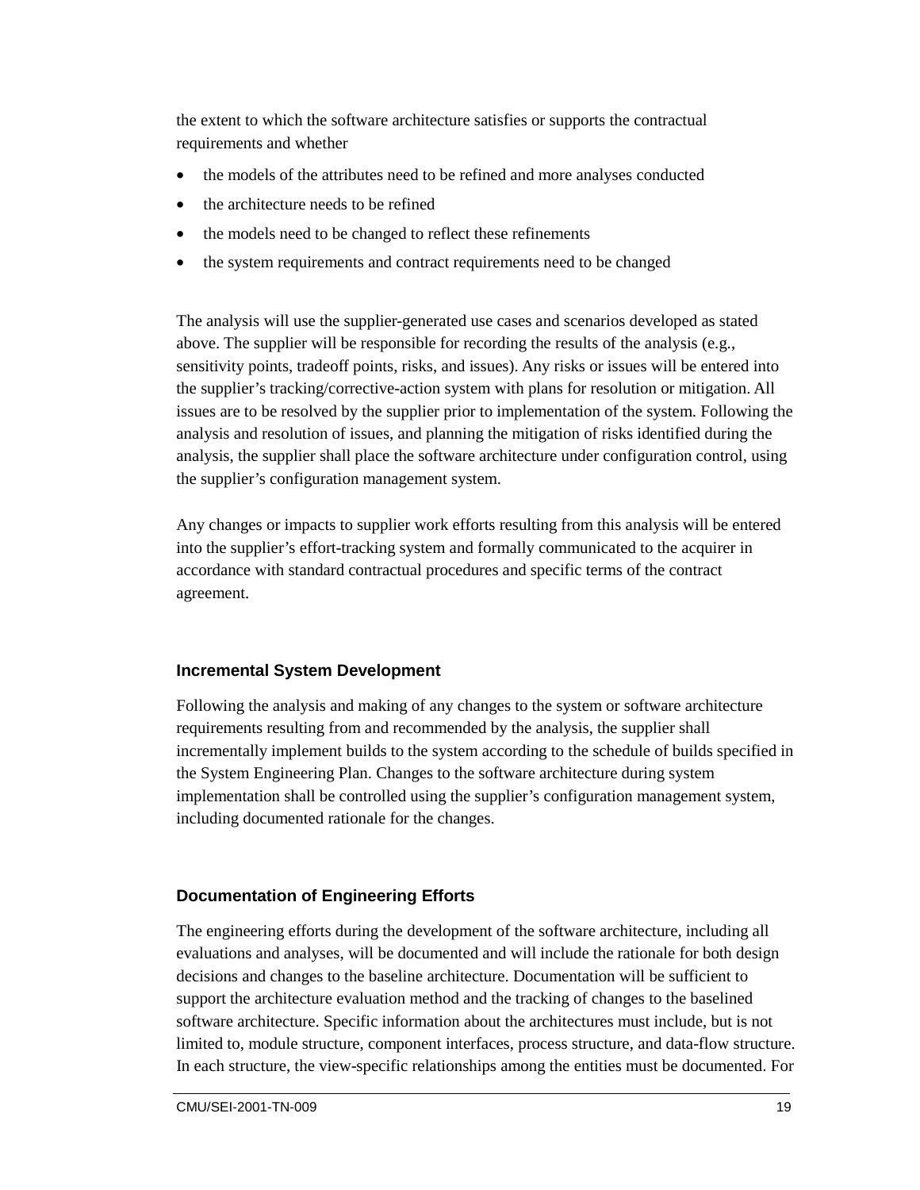the extent to which the software architecture satisfies or supports the contractual requirements and whether

- the models of the attributes need to be refined and more analyses conducted
- the architecture needs to be refined
- the models need to be changed to reflect these refinements
- the system requirements and contract requirements need to be changed

The analysis will use the supplier-generated use cases and scenarios developed as stated above. The supplier will be responsible for recording the results of the analysis (e.g., sensitivity points, tradeoff points, risks, and issues). Any risks or issues will be entered into the supplier's tracking/corrective-action system with plans for resolution or mitigation. All issues are to be resolved by the supplier prior to implementation of the system. Following the analysis and resolution of issues, and planning the mitigation of risks identified during the analysis, the supplier shall place the software architecture under configuration control, using the supplier's configuration management system.

Any changes or impacts to supplier work efforts resulting from this analysis will be entered into the supplier's effort-tracking system and formally communicated to the acquirer in accordance with standard contractual procedures and specific terms of the contract agreement.

### Incremental System Development

Following the analysis and making of any changes to the system or software architecture requirements resulting from and recommended by the analysis, the supplier shall incrementally implement builds to the system according to the schedule of builds specified in the System Engineering Plan. Changes to the software architecture during system implementation shall be controlled using the supplier's configuration management system, including documented rationale for the changes.

### Documentation of Engineering Efforts

The engineering efforts during the development of the software architecture, including all evaluations and analyses, will be documented and will include the rationale for both design decisions and changes to the baseline architecture. Documentation will be sufficient to support the architecture evaluation method and the tracking of changes to the baselined software architecture. Specific information about the architectures must include, but is not limited to, module structure, component interfaces, process structure, and data-flow structure. In each structure, the view-specific relationships among the entities must be documented. For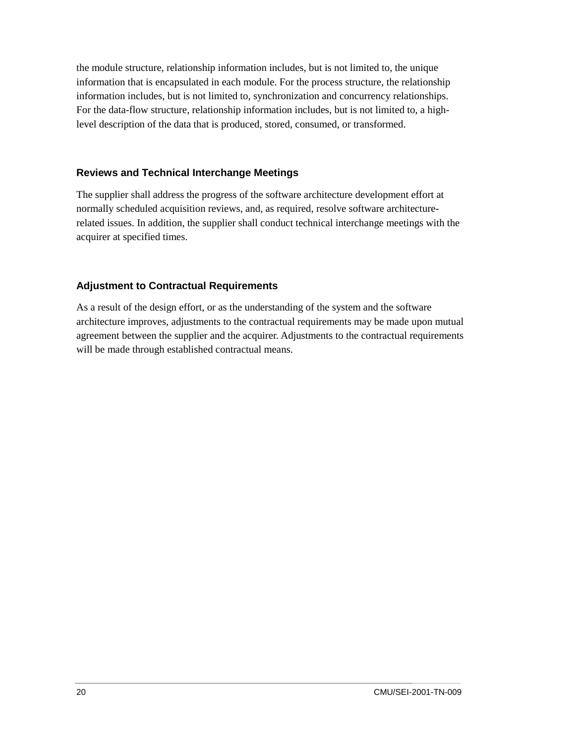the module structure, relationship information includes, but is not limited to, the unique information that is encapsulated in each module. For the process structure, the relationship information includes, but is not limited to, synchronization and concurrency relationships. For the data-flow structure, relationship information includes, but is not limited to, a high-level description of the data that is produced, stored, consumed, or transformed.

### Reviews and Technical Interchange Meetings

The supplier shall address the progress of the software architecture development effort at normally scheduled acquisition reviews, and, as required, resolve software architecture-related issues. In addition, the supplier shall conduct technical interchange meetings with the acquirer at specified times.

### Adjustment to Contractual Requirements

As a result of the design effort, or as the understanding of the system and the software architecture improves, adjustments to the contractual requirements may be made upon mutual agreement between the supplier and the acquirer. Adjustments to the contractual requirements will be made through established contractual means.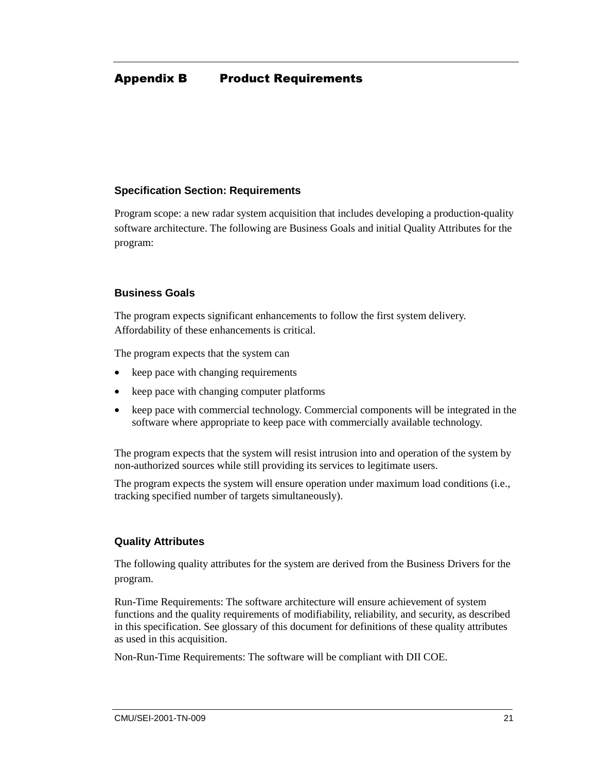# Appendix B Product Requirements

### Specification Section: Requirements

Program scope: a new radar system acquisition that includes developing a production-quality software architecture. The following are Business Goals and initial Quality Attributes for the program:

### Business Goals

The program expects significant enhancements to follow the first system delivery. Affordability of these enhancements is critical.

The program expects that the system can

- keep pace with changing requirements
- keep pace with changing computer platforms
- keep pace with commercial technology. Commercial components will be integrated in the software where appropriate to keep pace with commercially available technology.

The program expects that the system will resist intrusion into and operation of the system by non-authorized sources while still providing its services to legitimate users.

The program expects the system will ensure operation under maximum load conditions (i.e., tracking specified number of targets simultaneously).

### Quality Attributes

The following quality attributes for the system are derived from the Business Drivers for the program.

Run-Time Requirements: The software architecture will ensure achievement of system functions and the quality requirements of modifiability, reliability, and security, as described in this specification. See glossary of this document for definitions of these quality attributes as used in this acquisition.

Non-Run-Time Requirements: The software will be compliant with DII COE.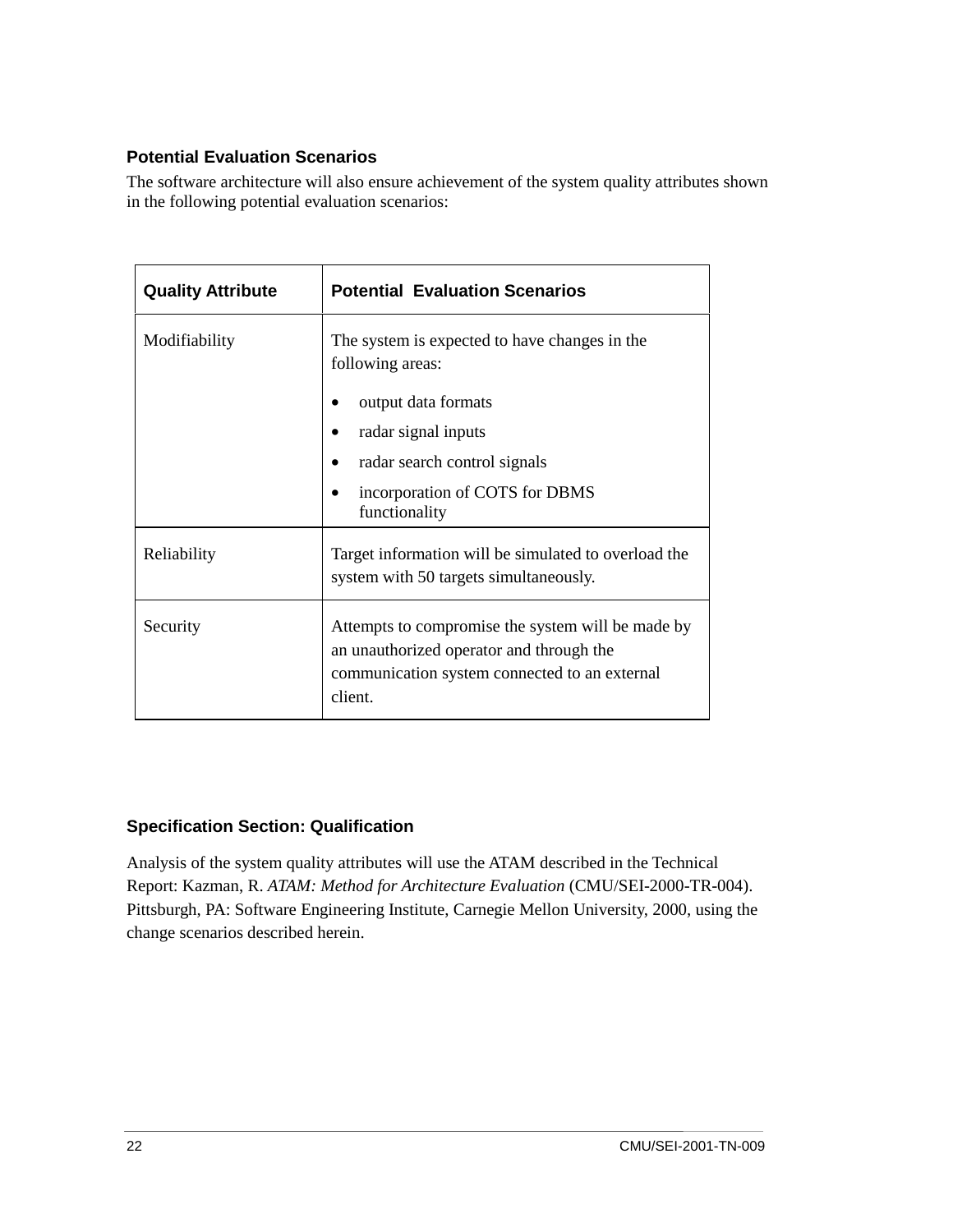### Potential Evaluation Scenarios

The software architecture will also ensure achievement of the system quality attributes shown in the following potential evaluation scenarios:

| Quality Attribute | Potential Evaluation Scenarios |
| --- | --- |
| Modifiability | The system is expected to have changes in the following areas:<br>• output data formats<br>• radar signal inputs<br>• radar search control signals<br>• incorporation of COTS for DBMS functionality |
| Reliability | Target information will be simulated to overload the system with 50 targets simultaneously. |
| Security | Attempts to compromise the system will be made by an unauthorized operator and through the communication system connected to an external client. |

### Specification Section: Qualification

Analysis of the system quality attributes will use the ATAM described in the Technical Report: Kazman, R. *ATAM: Method for Architecture Evaluation* (CMU/SEI-2000-TR-004). Pittsburgh, PA: Software Engineering Institute, Carnegie Mellon University, 2000, using the change scenarios described herein.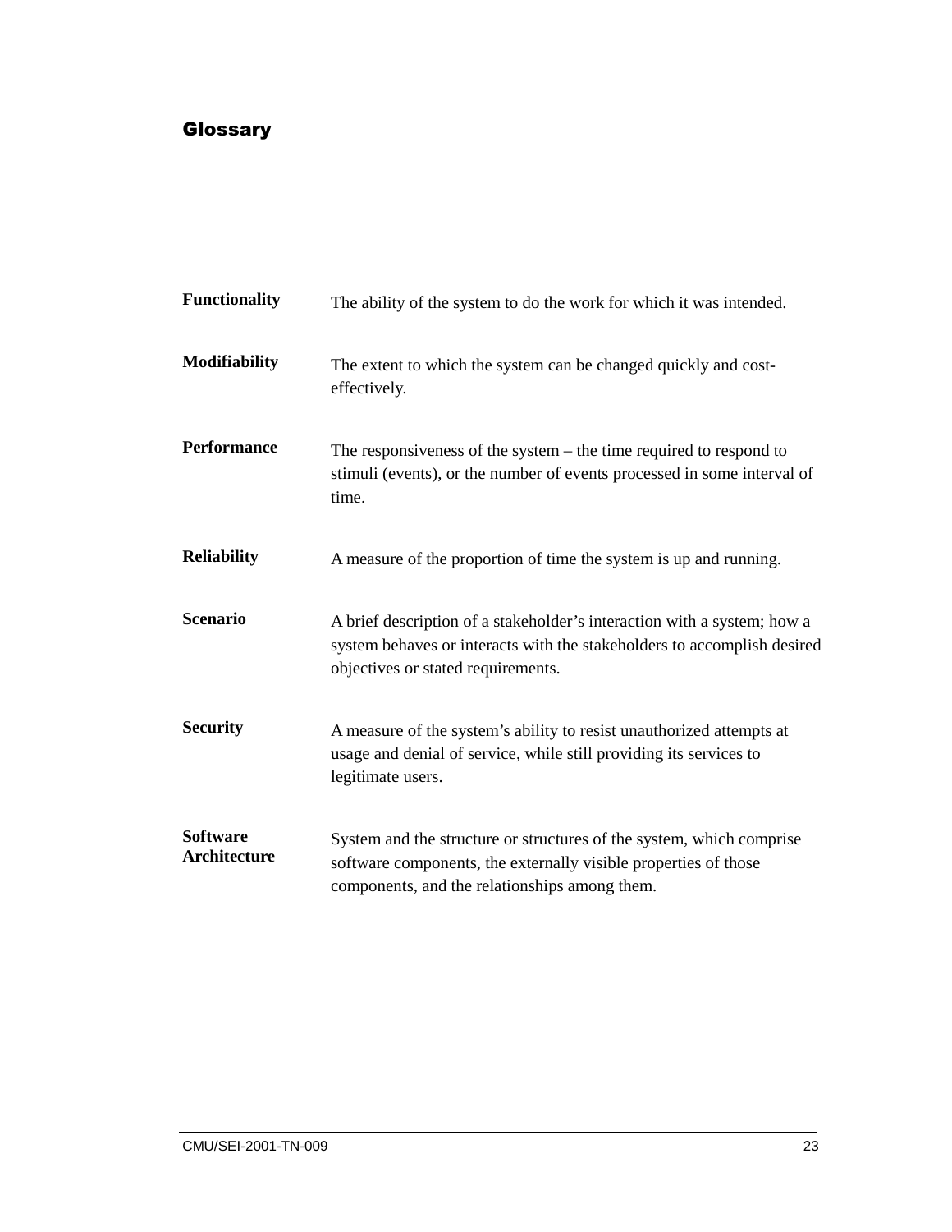# Glossary

**Functionality** The ability of the system to do the work for which it was intended.

**Modifiability** The extent to which the system can be changed quickly and cost-effectively.

**Performance** The responsiveness of the system – the time required to respond to stimuli (events), or the number of events processed in some interval of time.

**Reliability** A measure of the proportion of time the system is up and running.

**Scenario** A brief description of a stakeholder’s interaction with a system; how a system behaves or interacts with the stakeholders to accomplish desired objectives or stated requirements.

**Security** A measure of the system’s ability to resist unauthorized attempts at usage and denial of service, while still providing its services to legitimate users.

**Software Architecture** System and the structure or structures of the system, which comprise software components, the externally visible properties of those components, and the relationships among them.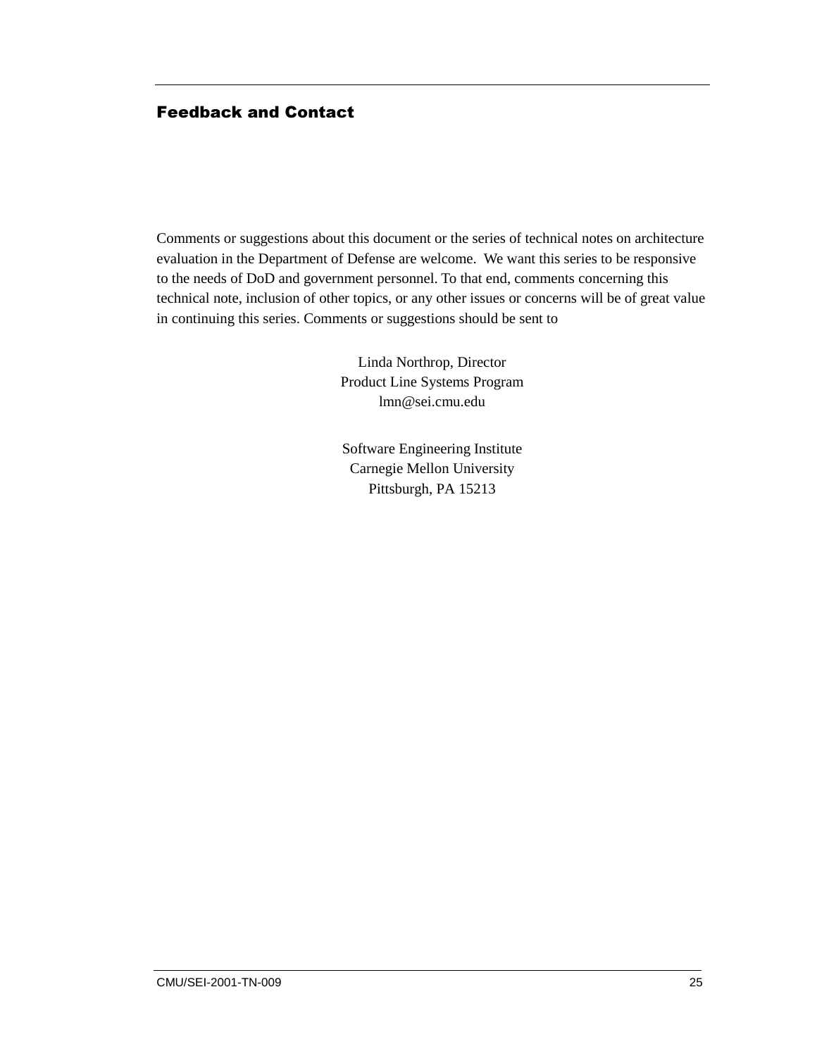## Feedback and Contact

Comments or suggestions about this document or the series of technical notes on architecture evaluation in the Department of Defense are welcome. We want this series to be responsive to the needs of DoD and government personnel. To that end, comments concerning this technical note, inclusion of other topics, or any other issues or concerns will be of great value in continuing this series. Comments or suggestions should be sent to

Linda Northrop, Director
Product Line Systems Program
lmn@sei.cmu.edu

Software Engineering Institute
Carnegie Mellon University
Pittsburgh, PA 15213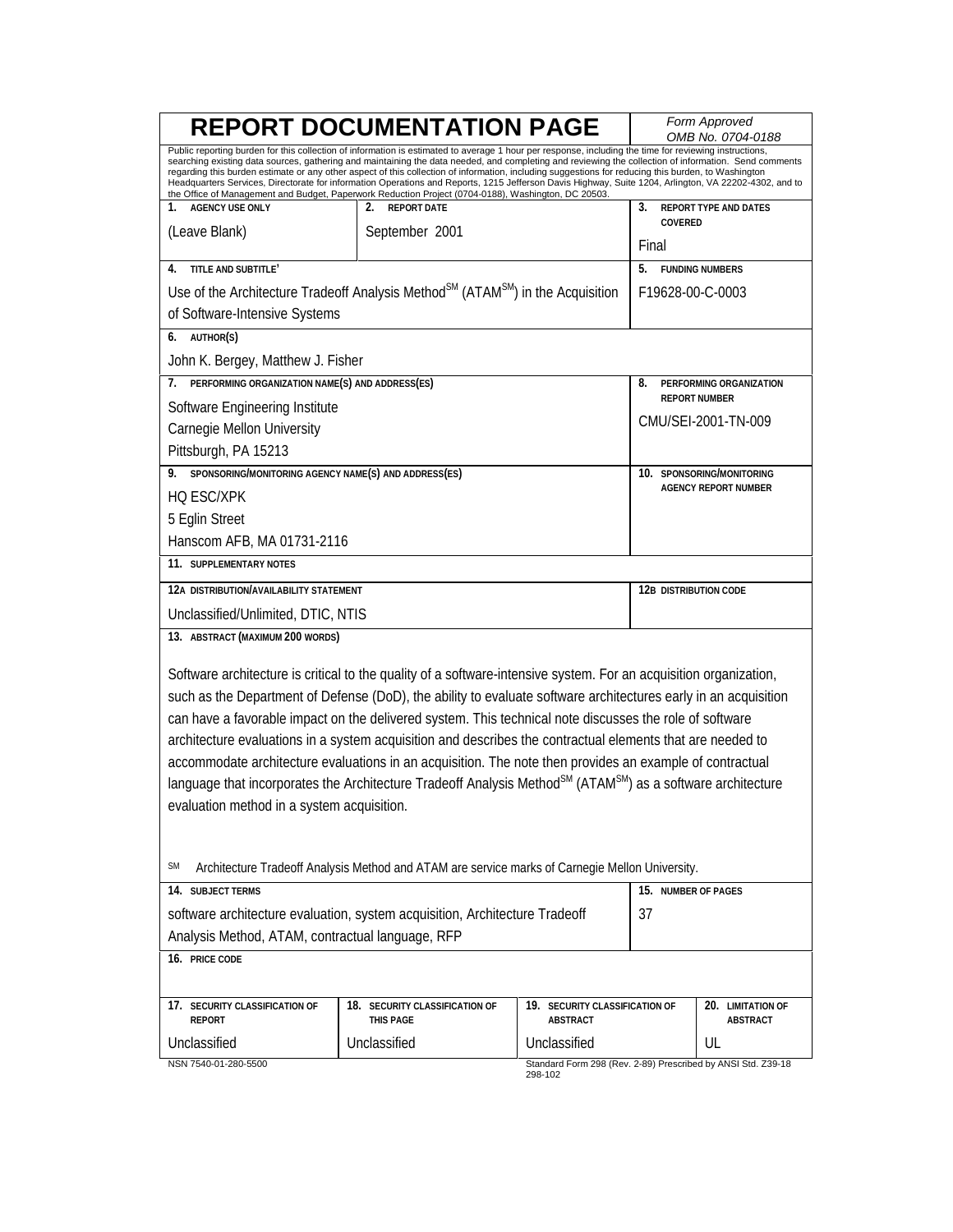# REPORT DOCUMENTATION PAGE

*Form Approved*
*OMB No. 0704-0188*

Public reporting burden for this collection of information is estimated to average 1 hour per response, including the time for reviewing instructions, searching existing data sources, gathering and maintaining the data needed, and completing and reviewing the collection of information. Send comments regarding this burden estimate or any other aspect of this collection of information, including suggestions for reducing this burden, to Washington Headquarters Services, Directorate for information Operations and Reports, 1215 Jefferson Davis Highway, Suite 1204, Arlington, VA 22202-4302, and to the Office of Management and Budget, Paperwork Reduction Project (0704-0188), Washington, DC 20503.

| | | |
|---|---|---|
| **1. AGENCY USE ONLY**<br>(Leave Blank) | **2. REPORT DATE**<br>September 2001 | **3. REPORT TYPE AND DATES COVERED**<br>Final |
| **4. TITLE AND SUBTITLE'**<br>Use of the Architecture Tradeoff Analysis Method[SM] (ATAM[SM]) in the Acquisition of Software-Intensive Systems | | **5. FUNDING NUMBERS**<br>F19628-00-C-0003 |
| **6. AUTHOR(S)**<br>John K. Bergey, Matthew J. Fisher | | |
| **7. PERFORMING ORGANIZATION NAME(S) AND ADDRESS(ES)**<br>Software Engineering Institute<br>Carnegie Mellon University<br>Pittsburgh, PA 15213 | | **8. PERFORMING ORGANIZATION REPORT NUMBER**<br>CMU/SEI-2001-TN-009 |
| **9. SPONSORING/MONITORING AGENCY NAME(S) AND ADDRESS(ES)**<br>HQ ESC/XPK<br>5 Eglin Street<br>Hanscom AFB, MA 01731-2116 | | **10. SPONSORING/MONITORING AGENCY REPORT NUMBER** |
| **11. SUPPLEMENTARY NOTES** | | |
| **12A DISTRIBUTION/AVAILABILITY STATEMENT**<br>Unclassified/Unlimited, DTIC, NTIS | | **12B DISTRIBUTION CODE** |

**13. ABSTRACT (MAXIMUM 200 WORDS)**

Software architecture is critical to the quality of a software-intensive system. For an acquisition organization, such as the Department of Defense (DoD), the ability to evaluate software architectures early in an acquisition can have a favorable impact on the delivered system. This technical note discusses the role of software architecture evaluations in a system acquisition and describes the contractual elements that are needed to accommodate architecture evaluations in an acquisition. The note then provides an example of contractual language that incorporates the Architecture Tradeoff Analysis Method[SM] (ATAM[SM]) as a software architecture evaluation method in a system acquisition.

[SM] Architecture Tradeoff Analysis Method and ATAM are service marks of Carnegie Mellon University.

| | |
|---|---|
| **14. SUBJECT TERMS**<br>software architecture evaluation, system acquisition, Architecture Tradeoff Analysis Method, ATAM, contractual language, RFP | **15. NUMBER OF PAGES**<br>37 |
| **16. PRICE CODE** | |

| **17. SECURITY CLASSIFICATION OF REPORT** | **18. SECURITY CLASSIFICATION OF THIS PAGE** | **19. SECURITY CLASSIFICATION OF ABSTRACT** | **20. LIMITATION OF ABSTRACT** |
|---|---|---|---|
| Unclassified | Unclassified | Unclassified | UL |

NSN 7540-01-280-5500

Standard Form 298 (Rev. 2-89) Prescribed by ANSI Std. Z39-18 298-102